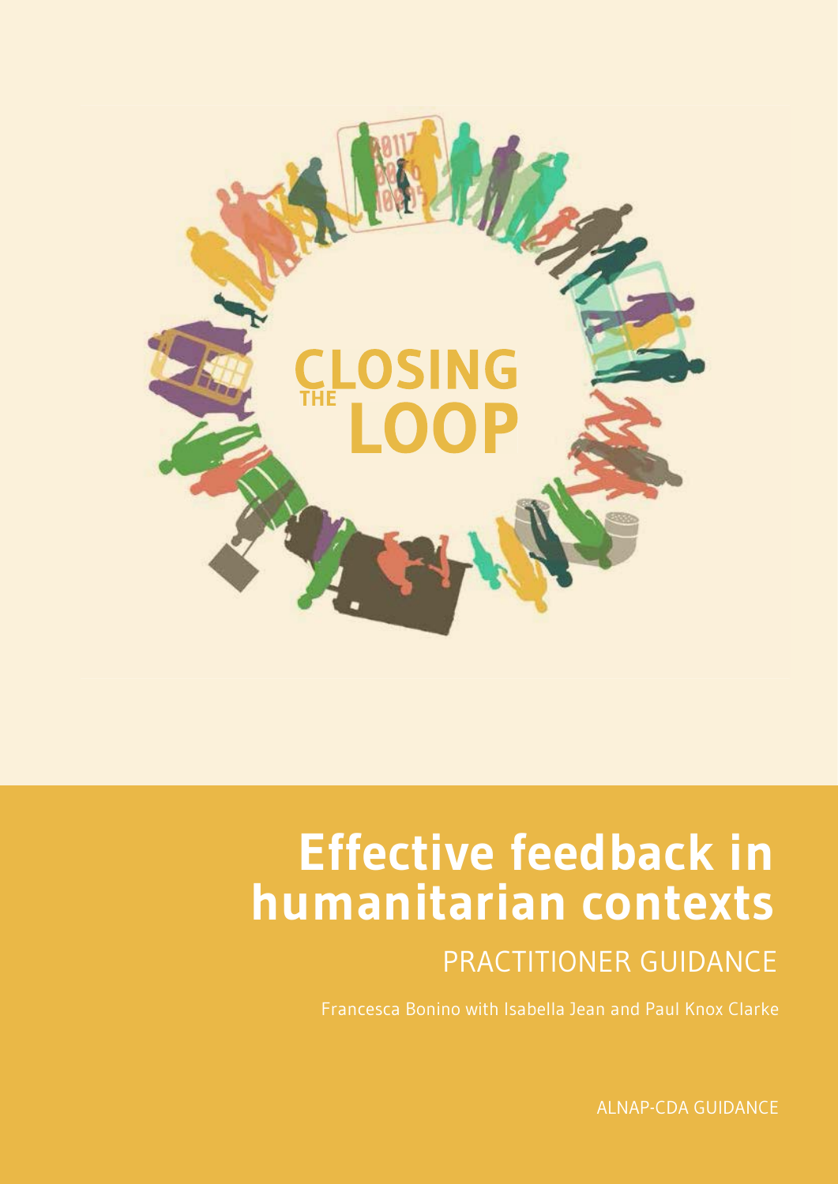# CLOSING THE LOOP

# Effective feedback in humanitarian contexts

## PRACTITIONER GUIDANCE

Francesca Bonino with Isabella Jean and Paul Knox Clarke

ALNAP-CDA GUIDANCE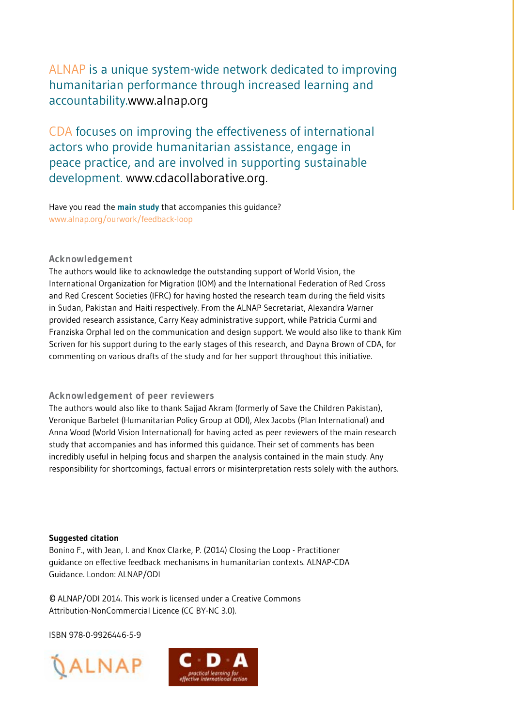ALNAP is a unique system-wide network dedicated to improving humanitarian performance through increased learning and accountability.www.alnap.org

CDA focuses on improving the effectiveness of international actors who provide humanitarian assistance, engage in peace practice, and are involved in supporting sustainable development. www.cdacollaborative.org.

Have you read the **main study** that accompanies this guidance?
www.alnap.org/ourwork/feedback-loop

### Acknowledgement

The authors would like to acknowledge the outstanding support of World Vision, the International Organization for Migration (IOM) and the International Federation of Red Cross and Red Crescent Societies (IFRC) for having hosted the research team during the field visits in Sudan, Pakistan and Haiti respectively. From the ALNAP Secretariat, Alexandra Warner provided research assistance, Carry Keay administrative support, while Patricia Curmi and Franziska Orphal led on the communication and design support. We would also like to thank Kim Scriven for his support during to the early stages of this research, and Dayna Brown of CDA, for commenting on various drafts of the study and for her support throughout this initiative.

### Acknowledgement of peer reviewers

The authors would also like to thank Sajjad Akram (formerly of Save the Children Pakistan), Veronique Barbelet (Humanitarian Policy Group at ODI), Alex Jacobs (Plan International) and Anna Wood (World Vision International) for having acted as peer reviewers of the main research study that accompanies and has informed this guidance. Their set of comments has been incredibly useful in helping focus and sharpen the analysis contained in the main study. Any responsibility for shortcomings, factual errors or misinterpretation rests solely with the authors.

**Suggested citation**

Bonino F., with Jean, I. and Knox Clarke, P. (2014) Closing the Loop - Practitioner guidance on effective feedback mechanisms in humanitarian contexts. ALNAP-CDA Guidance. London: ALNAP/ODI

© ALNAP/ODI 2014. This work is licensed under a Creative Commons Attribution-NonCommercial Licence (CC BY-NC 3.0).

ISBN 978-0-9926446-5-9

ALNAP

C · D · A practical learning for effective international action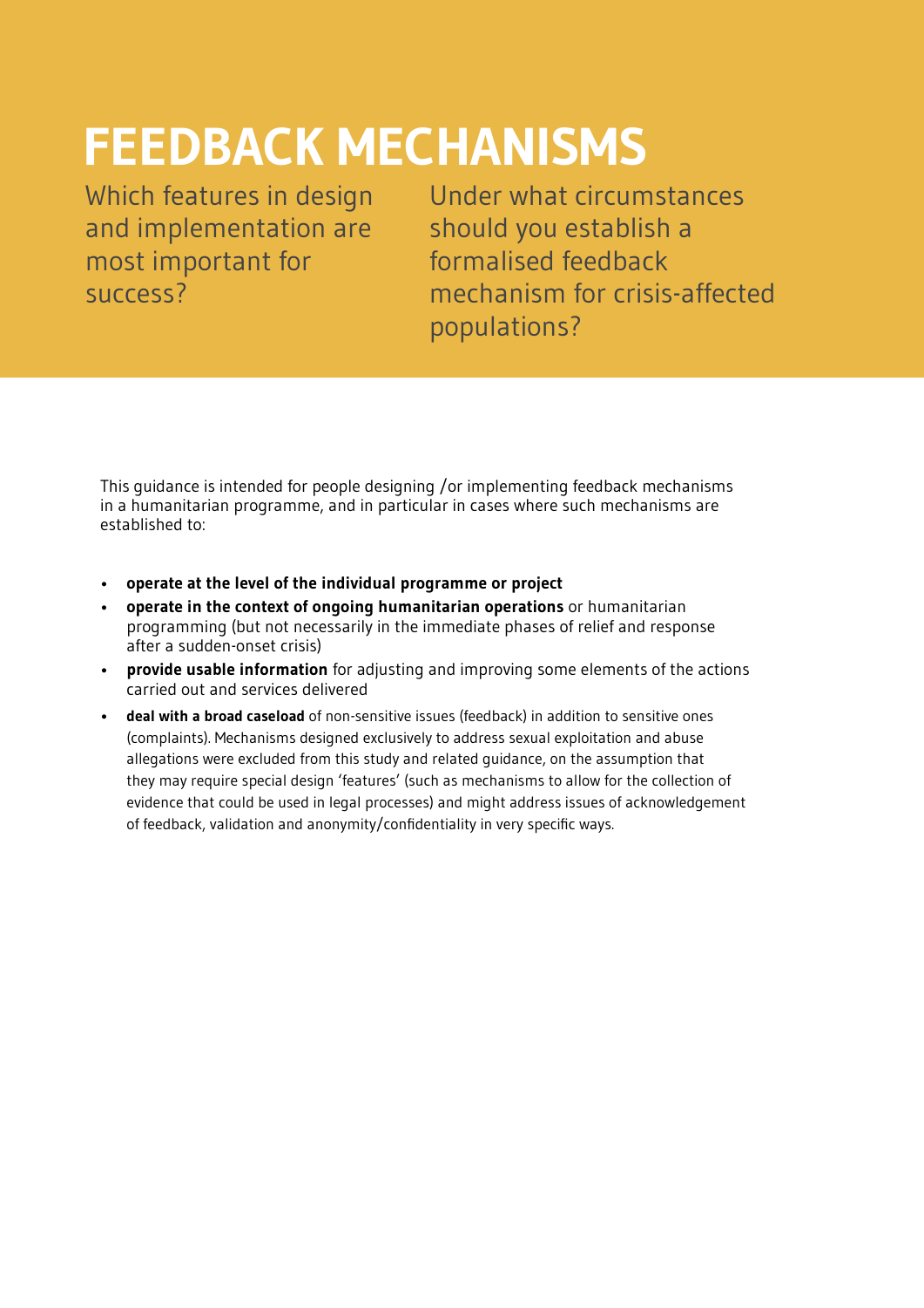# FEEDBACK MECHANISMS

Which features in design and implementation are most important for success?

Under what circumstances should you establish a formalised feedback mechanism for crisis-affected populations?

This guidance is intended for people designing /or implementing feedback mechanisms in a humanitarian programme, and in particular in cases where such mechanisms are established to:

- **operate at the level of the individual programme or project**
- **operate in the context of ongoing humanitarian operations** or humanitarian programming (but not necessarily in the immediate phases of relief and response after a sudden-onset crisis)
- **provide usable information** for adjusting and improving some elements of the actions carried out and services delivered
- **deal with a broad caseload** of non-sensitive issues (feedback) in addition to sensitive ones (complaints). Mechanisms designed exclusively to address sexual exploitation and abuse allegations were excluded from this study and related guidance, on the assumption that they may require special design 'features' (such as mechanisms to allow for the collection of evidence that could be used in legal processes) and might address issues of acknowledgement of feedback, validation and anonymity/confidentiality in very specific ways.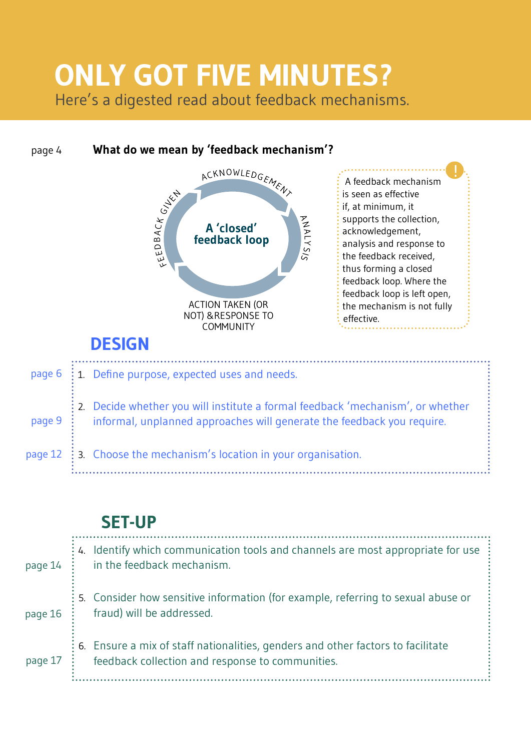# ONLY GOT FIVE MINUTES?

Here's a digested read about feedback mechanisms.

page 4 **What do we mean by 'feedback mechanism'?**

A 'closed' feedback loop

FEEDBACK GIVEN → ACKNOWLEDGEMENT → ANALYSIS → ACTION TAKEN (OR NOT) & RESPONSE TO COMMUNITY

A feedback mechanism is seen as effective if, at minimum, it supports the collection, acknowledgement, analysis and response to the feedback received, thus forming a closed feedback loop. Where the feedback loop is left open, the mechanism is not fully effective.

## DESIGN

1. Define purpose, expected uses and needs. (page 6)
2. Decide whether you will institute a formal feedback 'mechanism', or whether informal, unplanned approaches will generate the feedback you require. (page 9)
3. Choose the mechanism's location in your organisation. (page 12)

## SET-UP

4. Identify which communication tools and channels are most appropriate for use in the feedback mechanism. (page 14)
5. Consider how sensitive information (for example, referring to sexual abuse or fraud) will be addressed. (page 16)
6. Ensure a mix of staff nationalities, genders and other factors to facilitate feedback collection and response to communities. (page 17)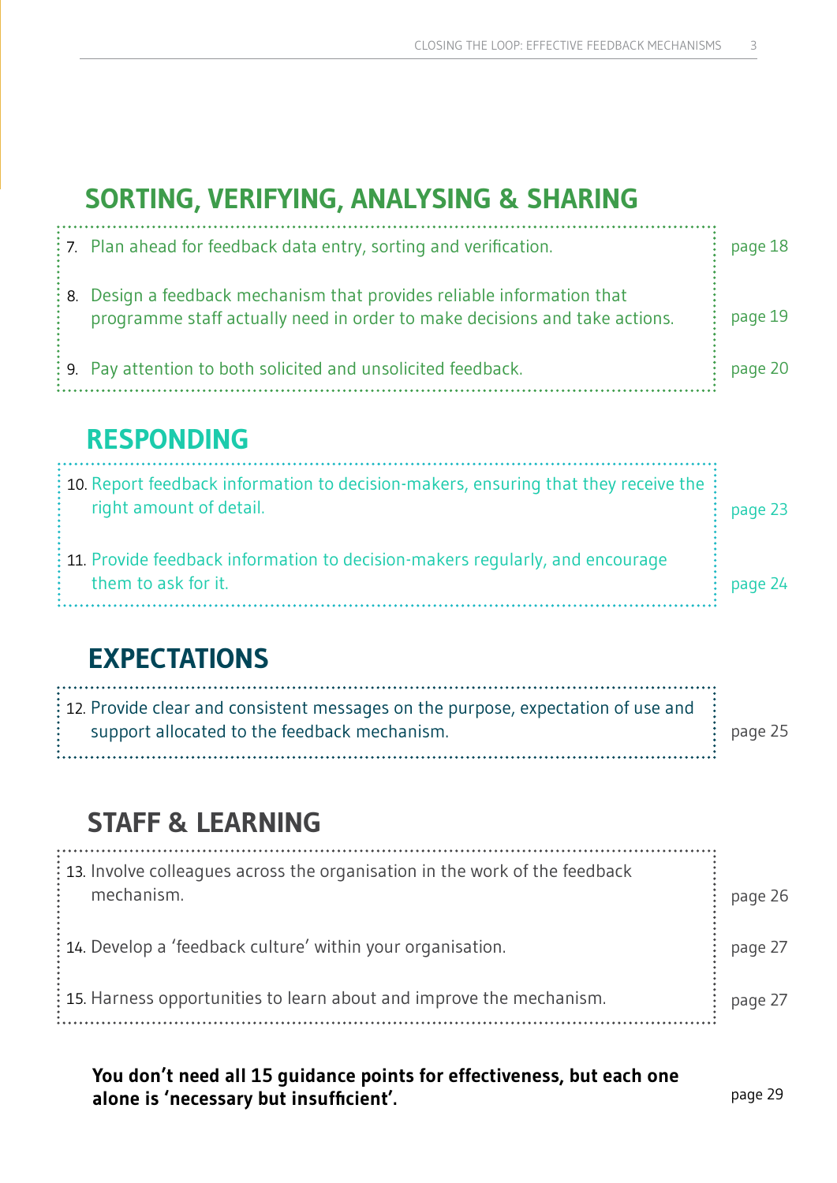## SORTING, VERIFYING, ANALYSING & SHARING

| | |
|---|---|
| 7. Plan ahead for feedback data entry, sorting and verification. | page 18 |
| 8. Design a feedback mechanism that provides reliable information that programme staff actually need in order to make decisions and take actions. | page 19 |
| 9. Pay attention to both solicited and unsolicited feedback. | page 20 |

## RESPONDING

| | |
|---|---|
| 10. Report feedback information to decision-makers, ensuring that they receive the right amount of detail. | page 23 |
| 11. Provide feedback information to decision-makers regularly, and encourage them to ask for it. | page 24 |

## EXPECTATIONS

| | |
|---|---|
| 12. Provide clear and consistent messages on the purpose, expectation of use and support allocated to the feedback mechanism. | page 25 |

## STAFF & LEARNING

| | |
|---|---|
| 13. Involve colleagues across the organisation in the work of the feedback mechanism. | page 26 |
| 14. Develop a 'feedback culture' within your organisation. | page 27 |
| 15. Harness opportunities to learn about and improve the mechanism. | page 27 |

**You don't need all 15 guidance points for effectiveness, but each one alone is 'necessary but insufficient'.** page 29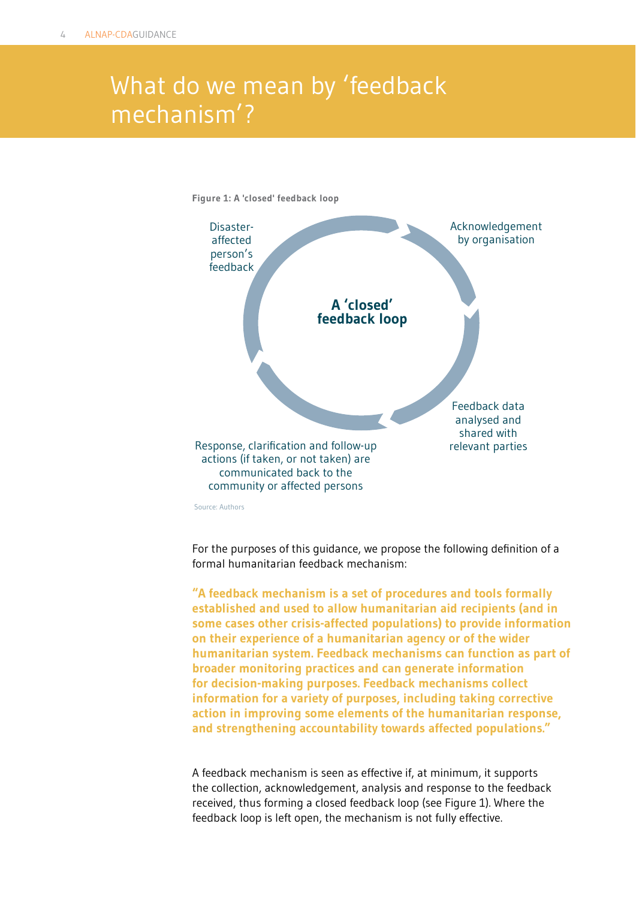# What do we mean by 'feedback mechanism'?

**Figure 1: A 'closed' feedback loop**

**A 'closed' feedback loop**

Disaster-affected person's feedback

Acknowledgement by organisation

Feedback data analysed and shared with relevant parties

Response, clarification and follow-up actions (if taken, or not taken) are communicated back to the community or affected persons

Source: Authors

For the purposes of this guidance, we propose the following definition of a formal humanitarian feedback mechanism:

**"A feedback mechanism is a set of procedures and tools formally established and used to allow humanitarian aid recipients (and in some cases other crisis-affected populations) to provide information on their experience of a humanitarian agency or of the wider humanitarian system. Feedback mechanisms can function as part of broader monitoring practices and can generate information for decision-making purposes. Feedback mechanisms collect information for a variety of purposes, including taking corrective action in improving some elements of the humanitarian response, and strengthening accountability towards affected populations."**

A feedback mechanism is seen as effective if, at minimum, it supports the collection, acknowledgement, analysis and response to the feedback received, thus forming a closed feedback loop (see Figure 1). Where the feedback loop is left open, the mechanism is not fully effective.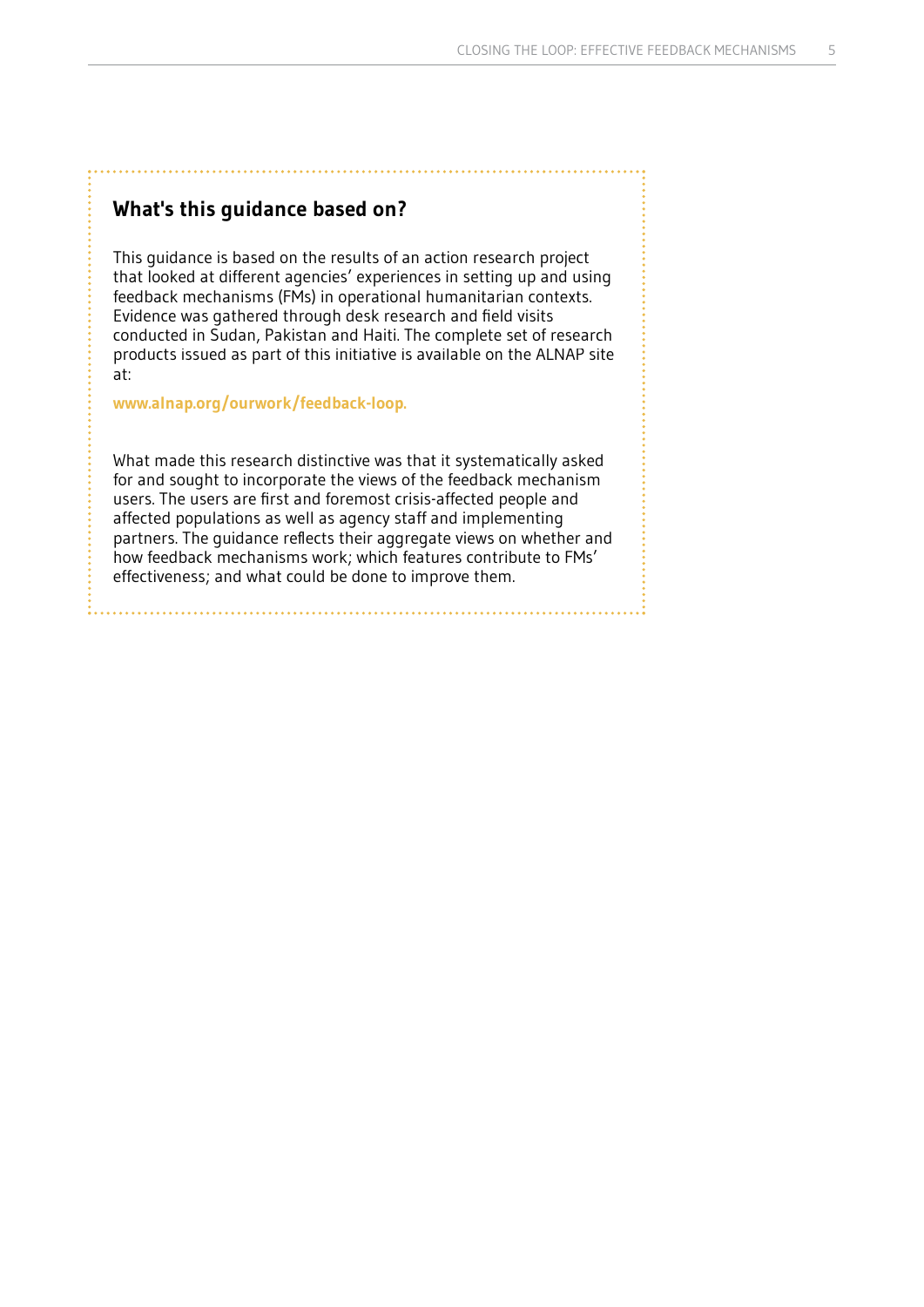## What's this guidance based on?

This guidance is based on the results of an action research project that looked at different agencies' experiences in setting up and using feedback mechanisms (FMs) in operational humanitarian contexts. Evidence was gathered through desk research and field visits conducted in Sudan, Pakistan and Haiti. The complete set of research products issued as part of this initiative is available on the ALNAP site at:

**www.alnap.org/ourwork/feedback-loop.**

What made this research distinctive was that it systematically asked for and sought to incorporate the views of the feedback mechanism users. The users are first and foremost crisis-affected people and affected populations as well as agency staff and implementing partners. The guidance reflects their aggregate views on whether and how feedback mechanisms work; which features contribute to FMs' effectiveness; and what could be done to improve them.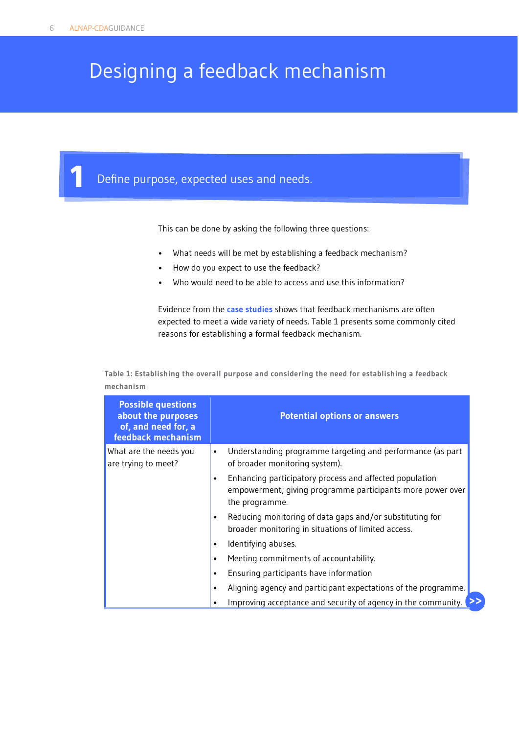# Designing a feedback mechanism

## 1 Define purpose, expected uses and needs.

This can be done by asking the following three questions:

- What needs will be met by establishing a feedback mechanism?
- How do you expect to use the feedback?
- Who would need to be able to access and use this information?

Evidence from the **case studies** shows that feedback mechanisms are often expected to meet a wide variety of needs. Table 1 presents some commonly cited reasons for establishing a formal feedback mechanism.

**Table 1: Establishing the overall purpose and considering the need for establishing a feedback mechanism**

| Possible questions about the purposes of, and need for, a feedback mechanism | Potential options or answers |
|---|---|
| What are the needs you are trying to meet? | • Understanding programme targeting and performance (as part of broader monitoring system).<br>• Enhancing participatory process and affected population empowerment; giving programme participants more power over the programme.<br>• Reducing monitoring of data gaps and/or substituting for broader monitoring in situations of limited access.<br>• Identifying abuses.<br>• Meeting commitments of accountability.<br>• Ensuring participants have information<br>• Aligning agency and participant expectations of the programme.<br>• Improving acceptance and security of agency in the community. |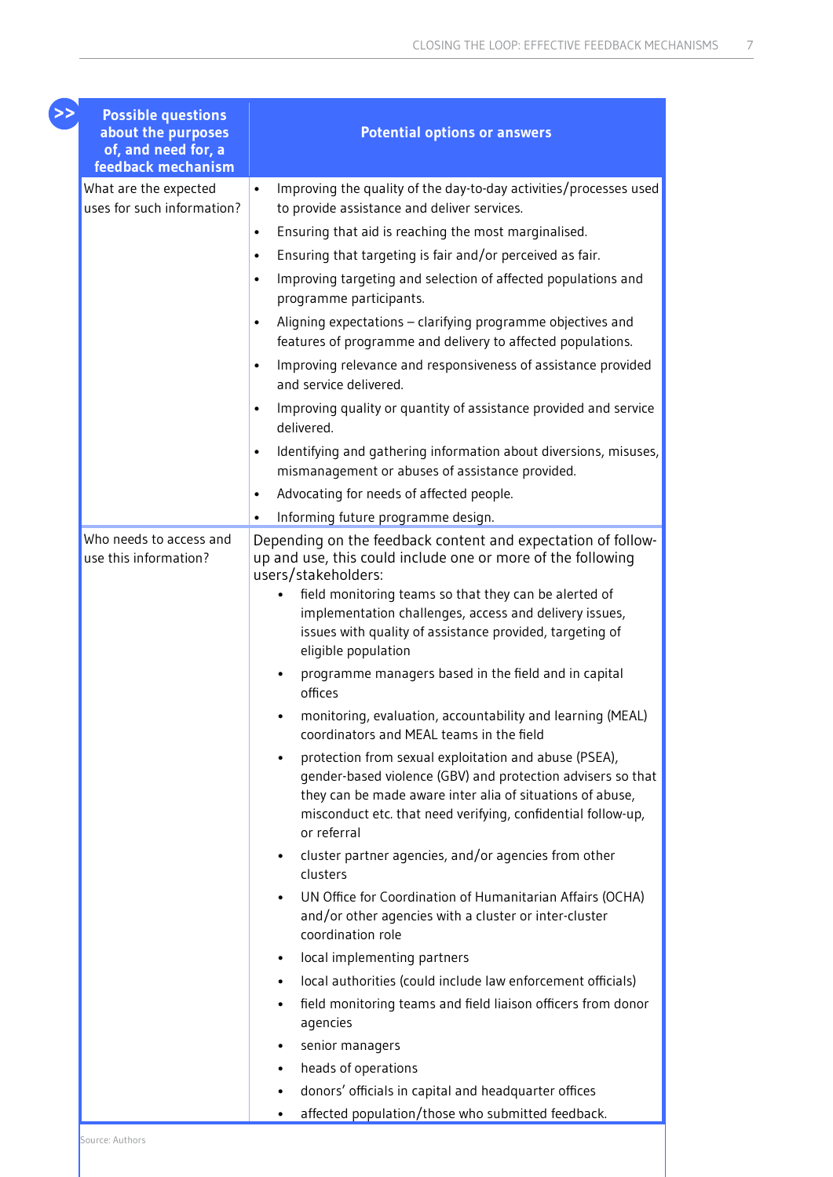| Possible questions about the purposes of, and need for, a feedback mechanism | Potential options or answers |
|---|---|
| What are the expected uses for such information? | • Improving the quality of the day-to-day activities/processes used to provide assistance and deliver services.<br>• Ensuring that aid is reaching the most marginalised.<br>• Ensuring that targeting is fair and/or perceived as fair.<br>• Improving targeting and selection of affected populations and programme participants.<br>• Aligning expectations – clarifying programme objectives and features of programme and delivery to affected populations.<br>• Improving relevance and responsiveness of assistance provided and service delivered.<br>• Improving quality or quantity of assistance provided and service delivered.<br>• Identifying and gathering information about diversions, misuses, mismanagement or abuses of assistance provided.<br>• Advocating for needs of affected people.<br>• Informing future programme design. |
| Who needs to access and use this information? | Depending on the feedback content and expectation of follow-up and use, this could include one or more of the following users/stakeholders:<br>• field monitoring teams so that they can be alerted of implementation challenges, access and delivery issues, issues with quality of assistance provided, targeting of eligible population<br>• programme managers based in the field and in capital offices<br>• monitoring, evaluation, accountability and learning (MEAL) coordinators and MEAL teams in the field<br>• protection from sexual exploitation and abuse (PSEA), gender-based violence (GBV) and protection advisers so that they can be made aware inter alia of situations of abuse, misconduct etc. that need verifying, confidential follow-up, or referral<br>• cluster partner agencies, and/or agencies from other clusters<br>• UN Office for Coordination of Humanitarian Affairs (OCHA) and/or other agencies with a cluster or inter-cluster coordination role<br>• local implementing partners<br>• local authorities (could include law enforcement officials)<br>• field monitoring teams and field liaison officers from donor agencies<br>• senior managers<br>• heads of operations<br>• donors' officials in capital and headquarter offices<br>• affected population/those who submitted feedback. |

Source: Authors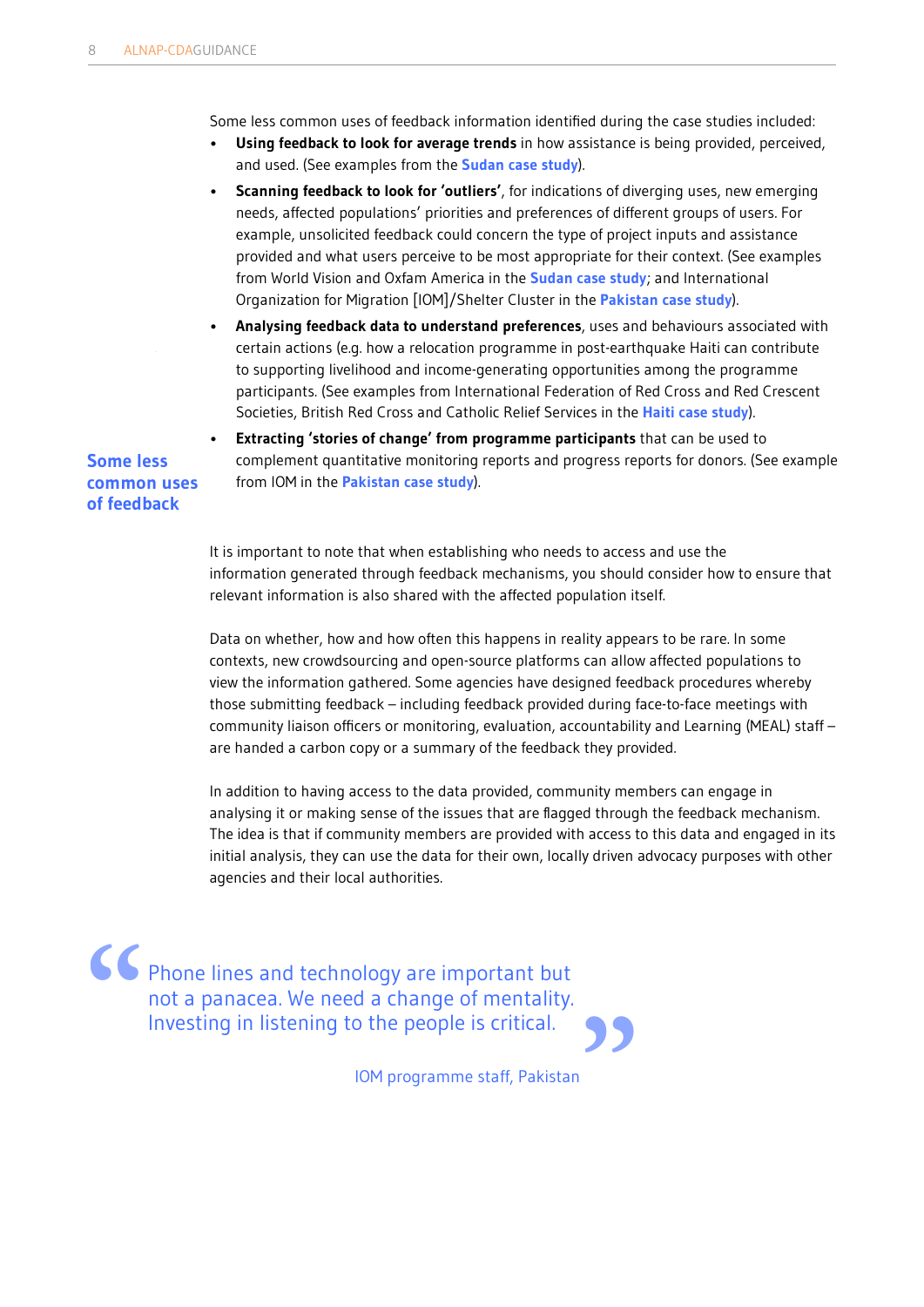Some less common uses of feedback information identified during the case studies included:

- **Using feedback to look for average trends** in how assistance is being provided, perceived, and used. (See examples from the **Sudan case study**).
- **Scanning feedback to look for 'outliers'**, for indications of diverging uses, new emerging needs, affected populations' priorities and preferences of different groups of users. For example, unsolicited feedback could concern the type of project inputs and assistance provided and what users perceive to be most appropriate for their context. (See examples from World Vision and Oxfam America in the **Sudan case study**; and International Organization for Migration [IOM]/Shelter Cluster in the **Pakistan case study**).
- **Analysing feedback data to understand preferences**, uses and behaviours associated with certain actions (e.g. how a relocation programme in post-earthquake Haiti can contribute to supporting livelihood and income-generating opportunities among the programme participants. (See examples from International Federation of Red Cross and Red Crescent Societies, British Red Cross and Catholic Relief Services in the **Haiti case study**).
- **Extracting 'stories of change' from programme participants** that can be used to complement quantitative monitoring reports and progress reports for donors. (See example from IOM in the **Pakistan case study**).

**Some less common uses of feedback**

It is important to note that when establishing who needs to access and use the information generated through feedback mechanisms, you should consider how to ensure that relevant information is also shared with the affected population itself.

Data on whether, how and how often this happens in reality appears to be rare. In some contexts, new crowdsourcing and open-source platforms can allow affected populations to view the information gathered. Some agencies have designed feedback procedures whereby those submitting feedback – including feedback provided during face-to-face meetings with community liaison officers or monitoring, evaluation, accountability and Learning (MEAL) staff – are handed a carbon copy or a summary of the feedback they provided.

In addition to having access to the data provided, community members can engage in analysing it or making sense of the issues that are flagged through the feedback mechanism. The idea is that if community members are provided with access to this data and engaged in its initial analysis, they can use the data for their own, locally driven advocacy purposes with other agencies and their local authorities.

> "Phone lines and technology are important but not a panacea. We need a change of mentality. Investing in listening to the people is critical."
>
> IOM programme staff, Pakistan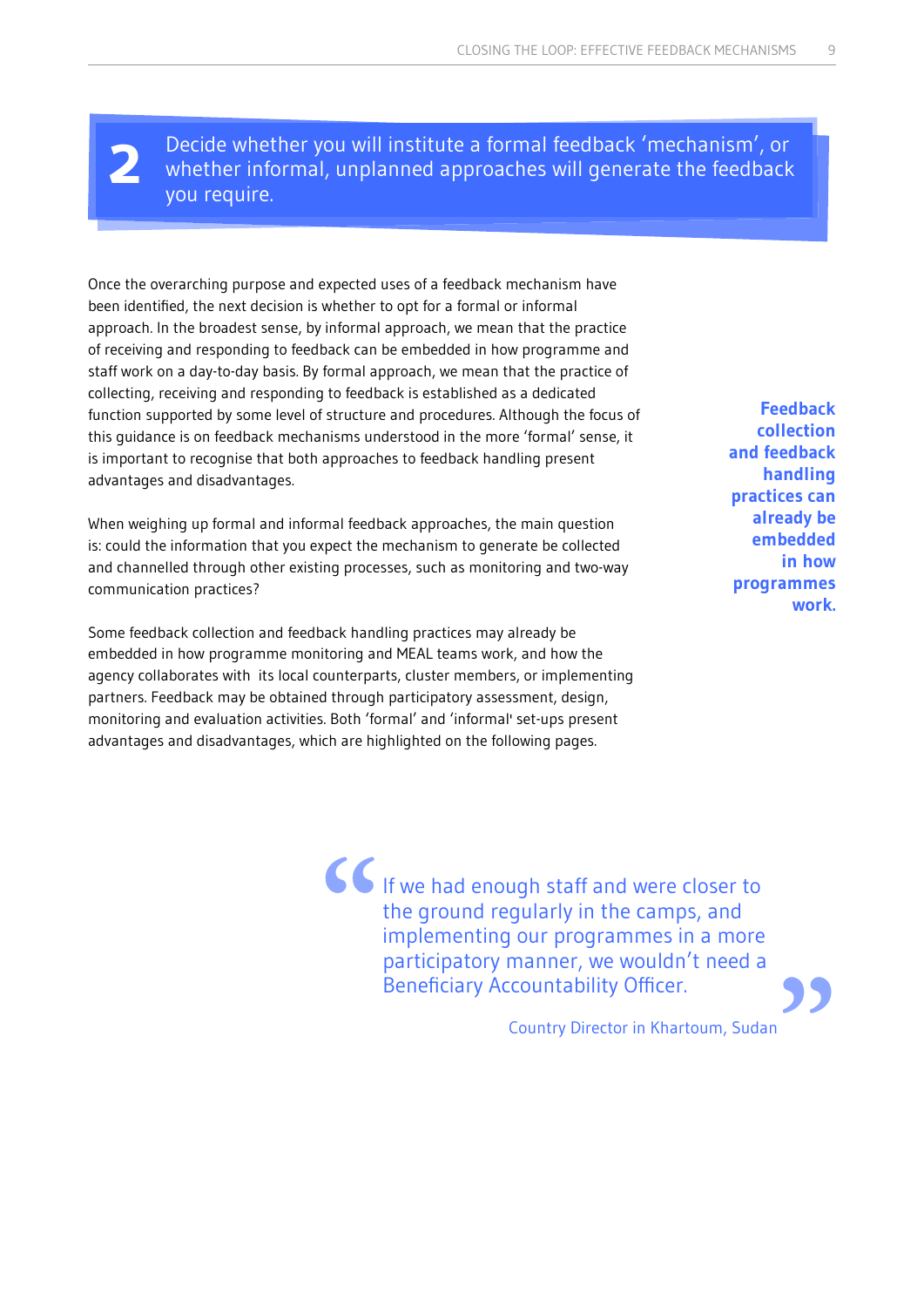## 2 Decide whether you will institute a formal feedback 'mechanism', or whether informal, unplanned approaches will generate the feedback you require.

Once the overarching purpose and expected uses of a feedback mechanism have been identified, the next decision is whether to opt for a formal or informal approach. In the broadest sense, by informal approach, we mean that the practice of receiving and responding to feedback can be embedded in how programme and staff work on a day-to-day basis. By formal approach, we mean that the practice of collecting, receiving and responding to feedback is established as a dedicated function supported by some level of structure and procedures. Although the focus of this guidance is on feedback mechanisms understood in the more 'formal' sense, it is important to recognise that both approaches to feedback handling present advantages and disadvantages.

When weighing up formal and informal feedback approaches, the main question is: could the information that you expect the mechanism to generate be collected and channelled through other existing processes, such as monitoring and two-way communication practices?

Some feedback collection and feedback handling practices may already be embedded in how programme monitoring and MEAL teams work, and how the agency collaborates with its local counterparts, cluster members, or implementing partners. Feedback may be obtained through participatory assessment, design, monitoring and evaluation activities. Both 'formal' and 'informal' set-ups present advantages and disadvantages, which are highlighted on the following pages.

**Feedback collection and feedback handling practices can already be embedded in how programmes work.**

> "If we had enough staff and were closer to the ground regularly in the camps, and implementing our programmes in a more participatory manner, we wouldn't need a Beneficiary Accountability Officer."
>
> Country Director in Khartoum, Sudan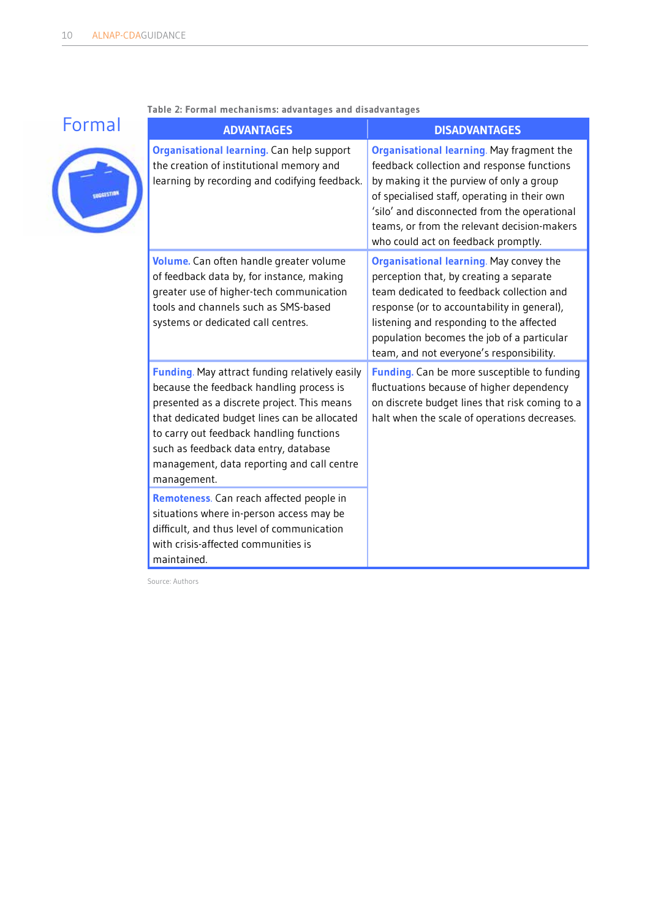## Formal

**Table 2: Formal mechanisms: advantages and disadvantages**

| ADVANTAGES | DISADVANTAGES |
|---|---|
| **Organisational learning.** Can help support the creation of institutional memory and learning by recording and codifying feedback. | **Organisational learning**. May fragment the feedback collection and response functions by making it the purview of only a group of specialised staff, operating in their own 'silo' and disconnected from the operational teams, or from the relevant decision-makers who could act on feedback promptly. |
| **Volume.** Can often handle greater volume of feedback data by, for instance, making greater use of higher-tech communication tools and channels such as SMS-based systems or dedicated call centres. | **Organisational learning**. May convey the perception that, by creating a separate team dedicated to feedback collection and response (or to accountability in general), listening and responding to the affected population becomes the job of a particular team, and not everyone's responsibility. |
| **Funding**. May attract funding relatively easily because the feedback handling process is presented as a discrete project. This means that dedicated budget lines can be allocated to carry out feedback handling functions such as feedback data entry, database management, data reporting and call centre management. | **Funding.** Can be more susceptible to funding fluctuations because of higher dependency on discrete budget lines that risk coming to a halt when the scale of operations decreases. |
| **Remoteness**. Can reach affected people in situations where in-person access may be difficult, and thus level of communication with crisis-affected communities is maintained. | |

Source: Authors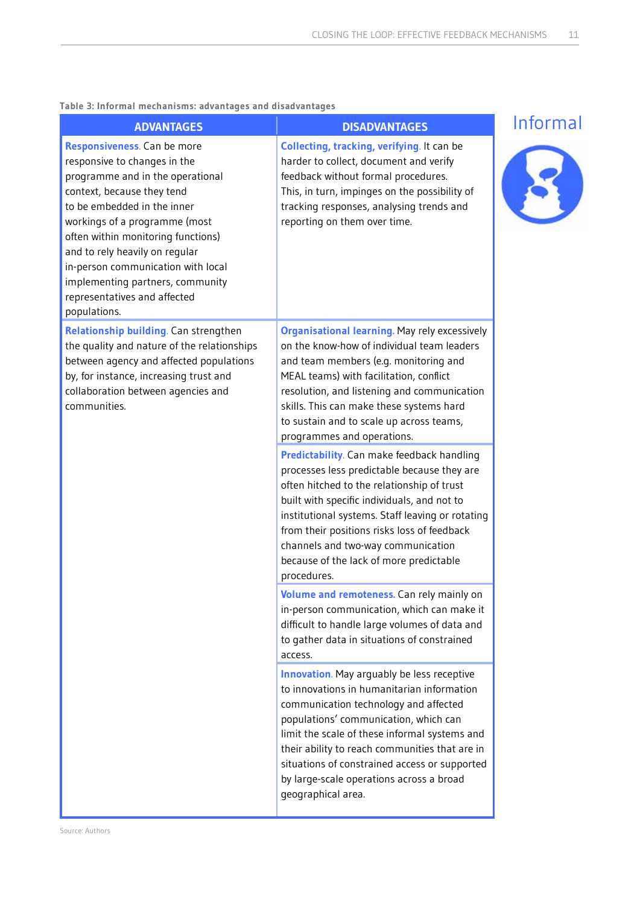**Table 3: Informal mechanisms: advantages and disadvantages**

Informal

| ADVANTAGES | DISADVANTAGES |
|---|---|
| **Responsiveness**. Can be more responsive to changes in the programme and in the operational context, because they tend to be embedded in the inner workings of a programme (most often within monitoring functions) and to rely heavily on regular in-person communication with local implementing partners, community representatives and affected populations. | **Collecting, tracking, verifying**. It can be harder to collect, document and verify feedback without formal procedures. This, in turn, impinges on the possibility of tracking responses, analysing trends and reporting on them over time. |
| **Relationship building**. Can strengthen the quality and nature of the relationships between agency and affected populations by, for instance, increasing trust and collaboration between agencies and communities. | **Organisational learning.** May rely excessively on the know-how of individual team leaders and team members (e.g. monitoring and MEAL teams) with facilitation, conflict resolution, and listening and communication skills. This can make these systems hard to sustain and to scale up across teams, programmes and operations. |
| | **Predictability**. Can make feedback handling processes less predictable because they are often hitched to the relationship of trust built with specific individuals, and not to institutional systems. Staff leaving or rotating from their positions risks loss of feedback channels and two-way communication because of the lack of more predictable procedures. |
| | **Volume and remoteness.** Can rely mainly on in-person communication, which can make it difficult to handle large volumes of data and to gather data in situations of constrained access. |
| | **Innovation**. May arguably be less receptive to innovations in humanitarian information communication technology and affected populations' communication, which can limit the scale of these informal systems and their ability to reach communities that are in situations of constrained access or supported by large-scale operations across a broad geographical area. |

Source: Authors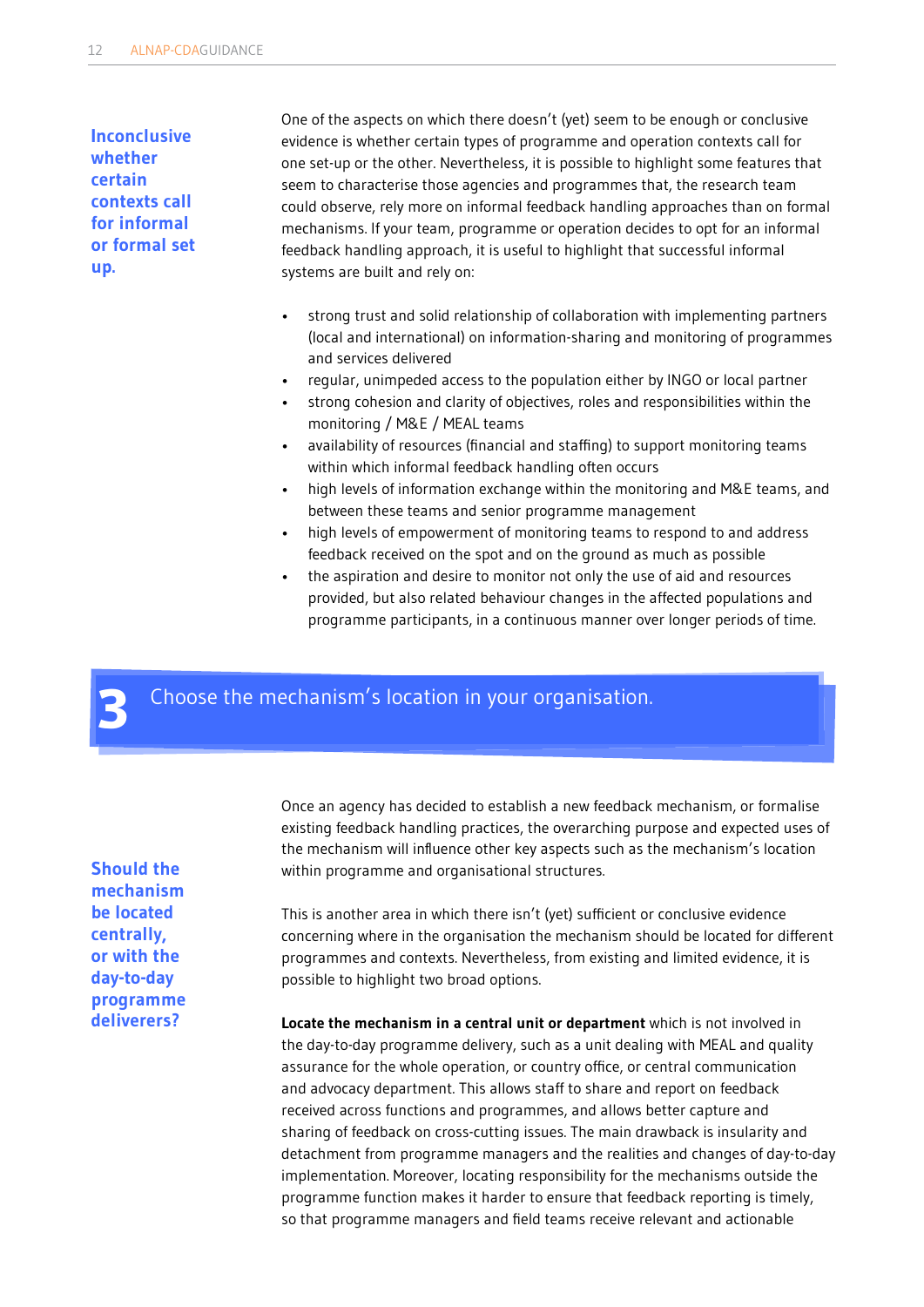**Inconclusive whether certain contexts call for informal or formal set up.**

One of the aspects on which there doesn't (yet) seem to be enough or conclusive evidence is whether certain types of programme and operation contexts call for one set-up or the other. Nevertheless, it is possible to highlight some features that seem to characterise those agencies and programmes that, the research team could observe, rely more on informal feedback handling approaches than on formal mechanisms. If your team, programme or operation decides to opt for an informal feedback handling approach, it is useful to highlight that successful informal systems are built and rely on:

- strong trust and solid relationship of collaboration with implementing partners (local and international) on information-sharing and monitoring of programmes and services delivered
- regular, unimpeded access to the population either by INGO or local partner
- strong cohesion and clarity of objectives, roles and responsibilities within the monitoring / M&E / MEAL teams
- availability of resources (financial and staffing) to support monitoring teams within which informal feedback handling often occurs
- high levels of information exchange within the monitoring and M&E teams, and between these teams and senior programme management
- high levels of empowerment of monitoring teams to respond to and address feedback received on the spot and on the ground as much as possible
- the aspiration and desire to monitor not only the use of aid and resources provided, but also related behaviour changes in the affected populations and programme participants, in a continuous manner over longer periods of time.

## 3 Choose the mechanism's location in your organisation.

**Should the mechanism be located centrally, or with the day-to-day programme deliverers?**

Once an agency has decided to establish a new feedback mechanism, or formalise existing feedback handling practices, the overarching purpose and expected uses of the mechanism will influence other key aspects such as the mechanism's location within programme and organisational structures.

This is another area in which there isn't (yet) sufficient or conclusive evidence concerning where in the organisation the mechanism should be located for different programmes and contexts. Nevertheless, from existing and limited evidence, it is possible to highlight two broad options.

**Locate the mechanism in a central unit or department** which is not involved in the day-to-day programme delivery, such as a unit dealing with MEAL and quality assurance for the whole operation, or country office, or central communication and advocacy department. This allows staff to share and report on feedback received across functions and programmes, and allows better capture and sharing of feedback on cross-cutting issues. The main drawback is insularity and detachment from programme managers and the realities and changes of day-to-day implementation. Moreover, locating responsibility for the mechanisms outside the programme function makes it harder to ensure that feedback reporting is timely, so that programme managers and field teams receive relevant and actionable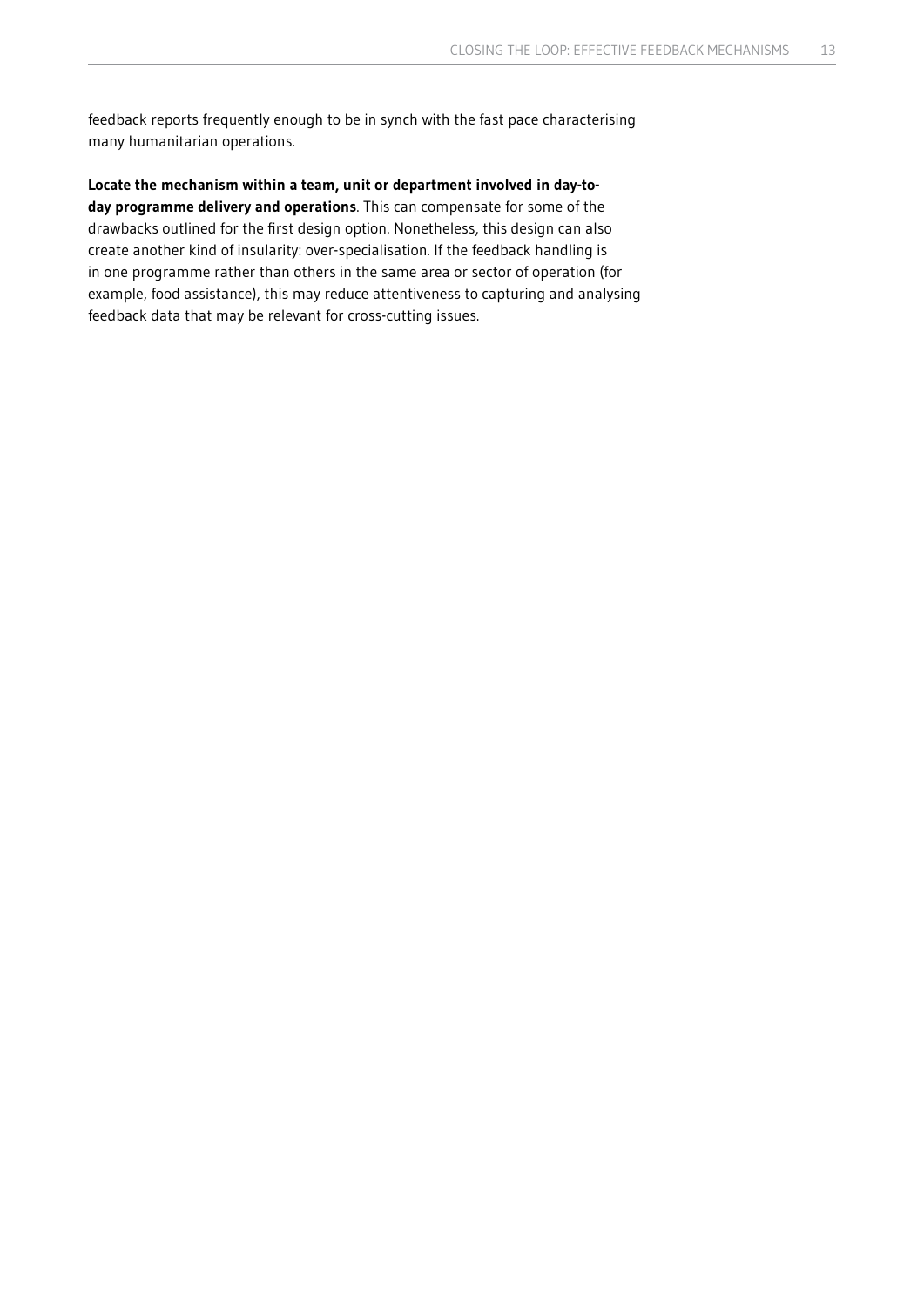feedback reports frequently enough to be in synch with the fast pace characterising many humanitarian operations.

**Locate the mechanism within a team, unit or department involved in day-to-day programme delivery and operations**. This can compensate for some of the drawbacks outlined for the first design option. Nonetheless, this design can also create another kind of insularity: over-specialisation. If the feedback handling is in one programme rather than others in the same area or sector of operation (for example, food assistance), this may reduce attentiveness to capturing and analysing feedback data that may be relevant for cross-cutting issues.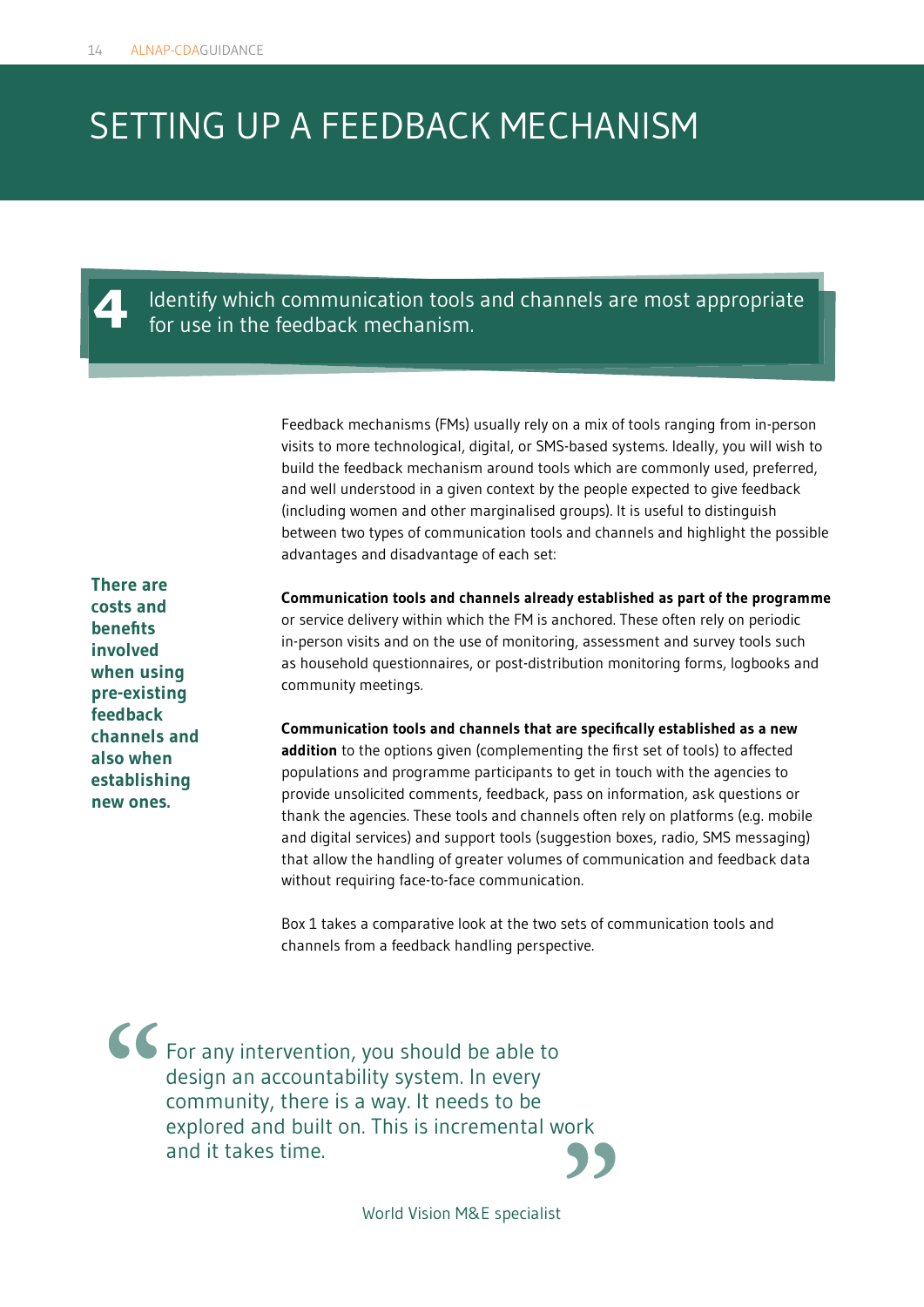# SETTING UP A FEEDBACK MECHANISM

## 4 Identify which communication tools and channels are most appropriate for use in the feedback mechanism.

Feedback mechanisms (FMs) usually rely on a mix of tools ranging from in-person visits to more technological, digital, or SMS-based systems. Ideally, you will wish to build the feedback mechanism around tools which are commonly used, preferred, and well understood in a given context by the people expected to give feedback (including women and other marginalised groups). It is useful to distinguish between two types of communication tools and channels and highlight the possible advantages and disadvantage of each set:

**There are costs and benefits involved when using pre-existing feedback channels and also when establishing new ones.**

**Communication tools and channels already established as part of the programme** or service delivery within which the FM is anchored. These often rely on periodic in-person visits and on the use of monitoring, assessment and survey tools such as household questionnaires, or post-distribution monitoring forms, logbooks and community meetings.

**Communication tools and channels that are specifically established as a new addition** to the options given (complementing the first set of tools) to affected populations and programme participants to get in touch with the agencies to provide unsolicited comments, feedback, pass on information, ask questions or thank the agencies. These tools and channels often rely on platforms (e.g. mobile and digital services) and support tools (suggestion boxes, radio, SMS messaging) that allow the handling of greater volumes of communication and feedback data without requiring face-to-face communication.

Box 1 takes a comparative look at the two sets of communication tools and channels from a feedback handling perspective.

> "For any intervention, you should be able to design an accountability system. In every community, there is a way. It needs to be explored and built on. This is incremental work and it takes time."
>
> World Vision M&E specialist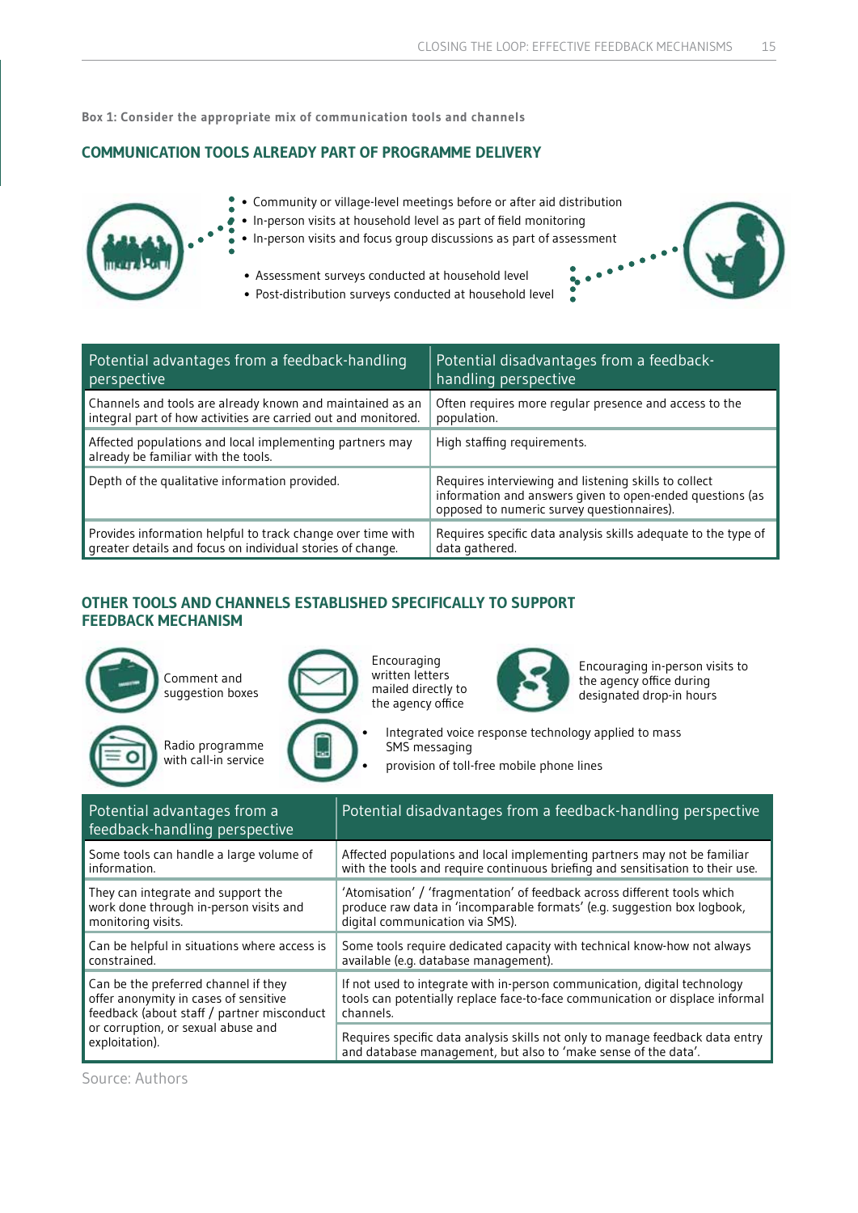**Box 1: Consider the appropriate mix of communication tools and channels**

## COMMUNICATION TOOLS ALREADY PART OF PROGRAMME DELIVERY

- Community or village-level meetings before or after aid distribution
- In-person visits at household level as part of field monitoring
- In-person visits and focus group discussions as part of assessment

- Assessment surveys conducted at household level
- Post-distribution surveys conducted at household level

| Potential advantages from a feedback-handling perspective | Potential disadvantages from a feedback-handling perspective |
|---|---|
| Channels and tools are already known and maintained as an integral part of how activities are carried out and monitored. | Often requires more regular presence and access to the population. |
| Affected populations and local implementing partners may already be familiar with the tools. | High staffing requirements. |
| Depth of the qualitative information provided. | Requires interviewing and listening skills to collect information and answers given to open-ended questions (as opposed to numeric survey questionnaires). |
| Provides information helpful to track change over time with greater details and focus on individual stories of change. | Requires specific data analysis skills adequate to the type of data gathered. |

## OTHER TOOLS AND CHANNELS ESTABLISHED SPECIFICALLY TO SUPPORT FEEDBACK MECHANISM

- Comment and suggestion boxes
- Encouraging written letters mailed directly to the agency office
- Encouraging in-person visits to the agency office during designated drop-in hours
- Radio programme with call-in service
- Integrated voice response technology applied to mass SMS messaging
- provision of toll-free mobile phone lines

| Potential advantages from a feedback-handling perspective | Potential disadvantages from a feedback-handling perspective |
|---|---|
| Some tools can handle a large volume of information. | Affected populations and local implementing partners may not be familiar with the tools and require continuous briefing and sensitisation to their use. |
| They can integrate and support the work done through in-person visits and monitoring visits. | 'Atomisation' / 'fragmentation' of feedback across different tools which produce raw data in 'incomparable formats' (e.g. suggestion box logbook, digital communication via SMS). |
| Can be helpful in situations where access is constrained. | Some tools require dedicated capacity with technical know-how not always available (e.g. database management). |
| Can be the preferred channel if they offer anonymity in cases of sensitive feedback (about staff / partner misconduct or corruption, or sexual abuse and exploitation). | If not used to integrate with in-person communication, digital technology tools can potentially replace face-to-face communication or displace informal channels. |
| | Requires specific data analysis skills not only to manage feedback data entry and database management, but also to 'make sense of the data'. |

Source: Authors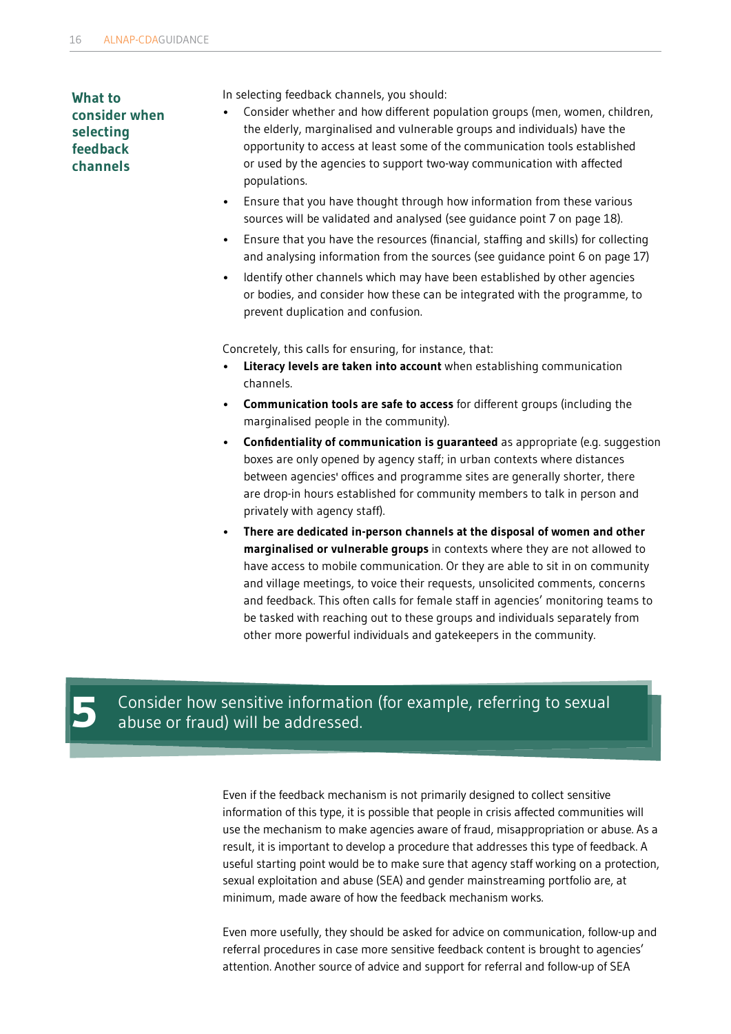### What to consider when selecting feedback channels

In selecting feedback channels, you should:

- Consider whether and how different population groups (men, women, children, the elderly, marginalised and vulnerable groups and individuals) have the opportunity to access at least some of the communication tools established or used by the agencies to support two-way communication with affected populations.
- Ensure that you have thought through how information from these various sources will be validated and analysed (see guidance point 7 on page 18).
- Ensure that you have the resources (financial, staffing and skills) for collecting and analysing information from the sources (see guidance point 6 on page 17)
- Identify other channels which may have been established by other agencies or bodies, and consider how these can be integrated with the programme, to prevent duplication and confusion.

Concretely, this calls for ensuring, for instance, that:

- **Literacy levels are taken into account** when establishing communication channels.
- **Communication tools are safe to access** for different groups (including the marginalised people in the community).
- **Confidentiality of communication is guaranteed** as appropriate (e.g. suggestion boxes are only opened by agency staff; in urban contexts where distances between agencies' offices and programme sites are generally shorter, there are drop-in hours established for community members to talk in person and privately with agency staff).
- **There are dedicated in-person channels at the disposal of women and other marginalised or vulnerable groups** in contexts where they are not allowed to have access to mobile communication. Or they are able to sit in on community and village meetings, to voice their requests, unsolicited comments, concerns and feedback. This often calls for female staff in agencies' monitoring teams to be tasked with reaching out to these groups and individuals separately from other more powerful individuals and gatekeepers in the community.

## 5 Consider how sensitive information (for example, referring to sexual abuse or fraud) will be addressed.

Even if the feedback mechanism is not primarily designed to collect sensitive information of this type, it is possible that people in crisis affected communities will use the mechanism to make agencies aware of fraud, misappropriation or abuse. As a result, it is important to develop a procedure that addresses this type of feedback. A useful starting point would be to make sure that agency staff working on a protection, sexual exploitation and abuse (SEA) and gender mainstreaming portfolio are, at minimum, made aware of how the feedback mechanism works.

Even more usefully, they should be asked for advice on communication, follow-up and referral procedures in case more sensitive feedback content is brought to agencies' attention. Another source of advice and support for referral and follow-up of SEA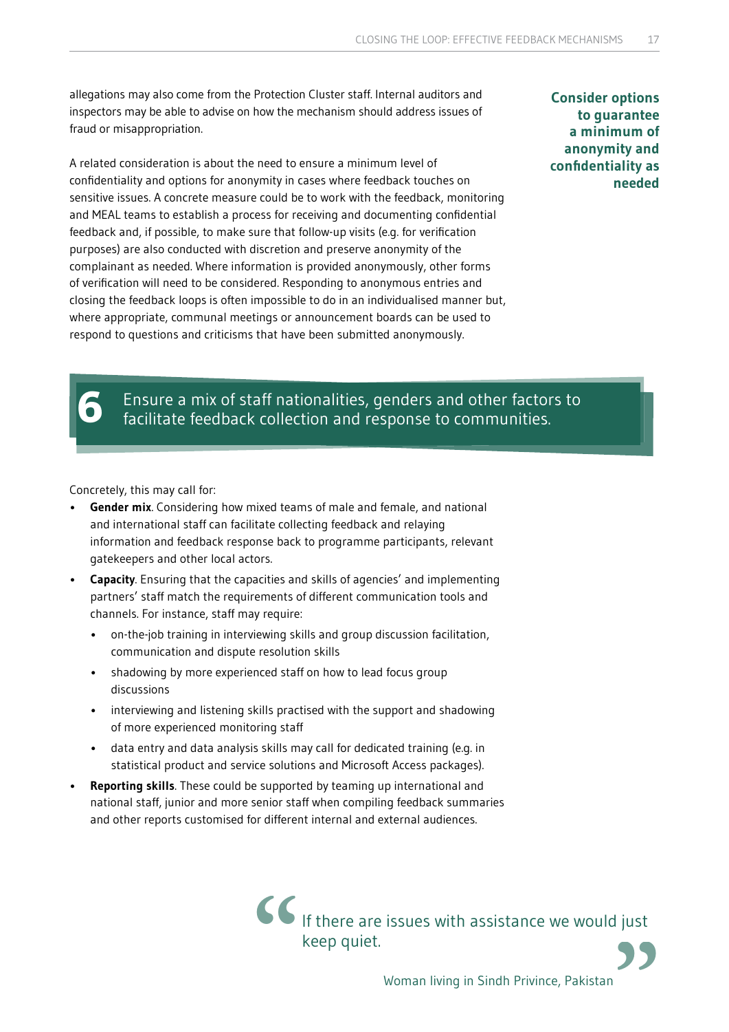allegations may also come from the Protection Cluster staff. Internal auditors and inspectors may be able to advise on how the mechanism should address issues of fraud or misappropriation.

**Consider options to guarantee a minimum of anonymity and confidentiality as needed**

A related consideration is about the need to ensure a minimum level of confidentiality and options for anonymity in cases where feedback touches on sensitive issues. A concrete measure could be to work with the feedback, monitoring and MEAL teams to establish a process for receiving and documenting confidential feedback and, if possible, to make sure that follow-up visits (e.g. for verification purposes) are also conducted with discretion and preserve anonymity of the complainant as needed. Where information is provided anonymously, other forms of verification will need to be considered. Responding to anonymous entries and closing the feedback loops is often impossible to do in an individualised manner but, where appropriate, communal meetings or announcement boards can be used to respond to questions and criticisms that have been submitted anonymously.

## 6 Ensure a mix of staff nationalities, genders and other factors to facilitate feedback collection and response to communities.

Concretely, this may call for:

- **Gender mix**. Considering how mixed teams of male and female, and national and international staff can facilitate collecting feedback and relaying information and feedback response back to programme participants, relevant gatekeepers and other local actors.
- **Capacity**. Ensuring that the capacities and skills of agencies' and implementing partners' staff match the requirements of different communication tools and channels. For instance, staff may require:
  - on-the-job training in interviewing skills and group discussion facilitation, communication and dispute resolution skills
  - shadowing by more experienced staff on how to lead focus group discussions
  - interviewing and listening skills practised with the support and shadowing of more experienced monitoring staff
  - data entry and data analysis skills may call for dedicated training (e.g. in statistical product and service solutions and Microsoft Access packages).
- **Reporting skills**. These could be supported by teaming up international and national staff, junior and more senior staff when compiling feedback summaries and other reports customised for different internal and external audiences.

> "If there are issues with assistance we would just keep quiet."
>
> Woman living in Sindh Privince, Pakistan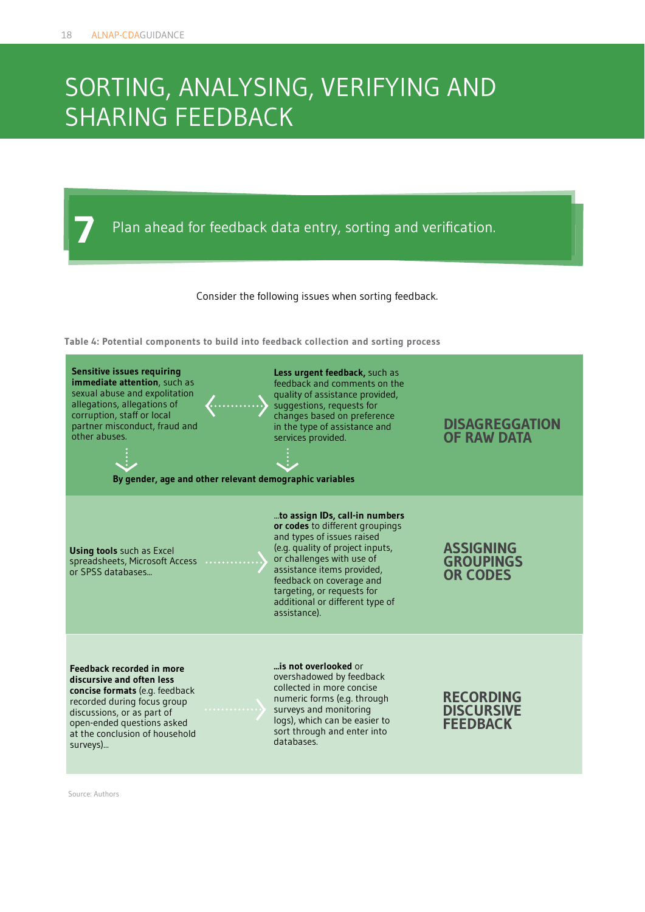# SORTING, ANALYSING, VERIFYING AND SHARING FEEDBACK

**7** Plan ahead for feedback data entry, sorting and verification.

Consider the following issues when sorting feedback.

**Table 4: Potential components to build into feedback collection and sorting process**

| | | |
|---|---|---|
| **Sensitive issues requiring immediate attention**, such as sexual abuse and exploitation allegations, allegations of corruption, staff or local partner misconduct, fraud and other abuses. ⟷ | **Less urgent feedback,** such as feedback and comments on the quality of assistance provided, suggestions, requests for changes based on preference in the type of assistance and services provided. | **DISAGGREGATION OF RAW DATA** |
| **By gender, age and other relevant demographic variables** | | |
| **Using tools** such as Excel spreadsheets, Microsoft Access or SPSS databases... → | ...**to assign IDs, call-in numbers or codes** to different groupings and types of issues raised (e.g. quality of project inputs, or challenges with use of assistance items provided, feedback on coverage and targeting, or requests for additional or different type of assistance). | **ASSIGNING GROUPINGS OR CODES** |
| **Feedback recorded in more discursive and often less concise formats** (e.g. feedback recorded during focus group discussions, or as part of open-ended questions asked at the conclusion of household surveys)... → | ...**is not overlooked** or overshadowed by feedback collected in more concise numeric forms (e.g. through surveys and monitoring logs), which can be easier to sort through and enter into databases. | **RECORDING DISCURSIVE FEEDBACK** |

Source: Authors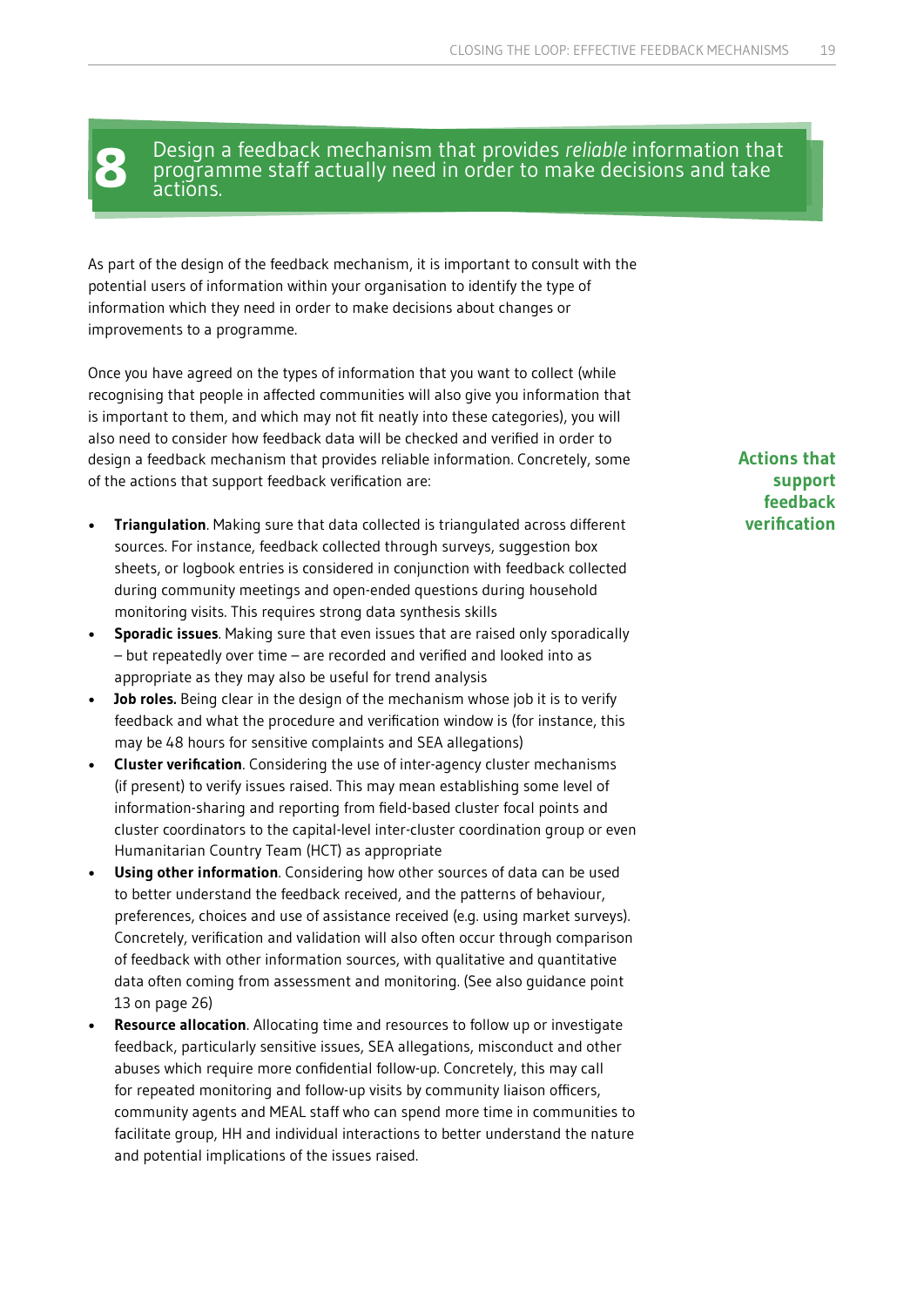## 8 Design a feedback mechanism that provides *reliable* information that programme staff actually need in order to make decisions and take actions.

As part of the design of the feedback mechanism, it is important to consult with the potential users of information within your organisation to identify the type of information which they need in order to make decisions about changes or improvements to a programme.

Once you have agreed on the types of information that you want to collect (while recognising that people in affected communities will also give you information that is important to them, and which may not fit neatly into these categories), you will also need to consider how feedback data will be checked and verified in order to design a feedback mechanism that provides reliable information. Concretely, some of the actions that support feedback verification are:

**Actions that support feedback verification**

- **Triangulation**. Making sure that data collected is triangulated across different sources. For instance, feedback collected through surveys, suggestion box sheets, or logbook entries is considered in conjunction with feedback collected during community meetings and open-ended questions during household monitoring visits. This requires strong data synthesis skills
- **Sporadic issues**. Making sure that even issues that are raised only sporadically – but repeatedly over time – are recorded and verified and looked into as appropriate as they may also be useful for trend analysis
- **Job roles.** Being clear in the design of the mechanism whose job it is to verify feedback and what the procedure and verification window is (for instance, this may be 48 hours for sensitive complaints and SEA allegations)
- **Cluster verification**. Considering the use of inter-agency cluster mechanisms (if present) to verify issues raised. This may mean establishing some level of information-sharing and reporting from field-based cluster focal points and cluster coordinators to the capital-level inter-cluster coordination group or even Humanitarian Country Team (HCT) as appropriate
- **Using other information**. Considering how other sources of data can be used to better understand the feedback received, and the patterns of behaviour, preferences, choices and use of assistance received (e.g. using market surveys). Concretely, verification and validation will also often occur through comparison of feedback with other information sources, with qualitative and quantitative data often coming from assessment and monitoring. (See also guidance point 13 on page 26)
- **Resource allocation**. Allocating time and resources to follow up or investigate feedback, particularly sensitive issues, SEA allegations, misconduct and other abuses which require more confidential follow-up. Concretely, this may call for repeated monitoring and follow-up visits by community liaison officers, community agents and MEAL staff who can spend more time in communities to facilitate group, HH and individual interactions to better understand the nature and potential implications of the issues raised.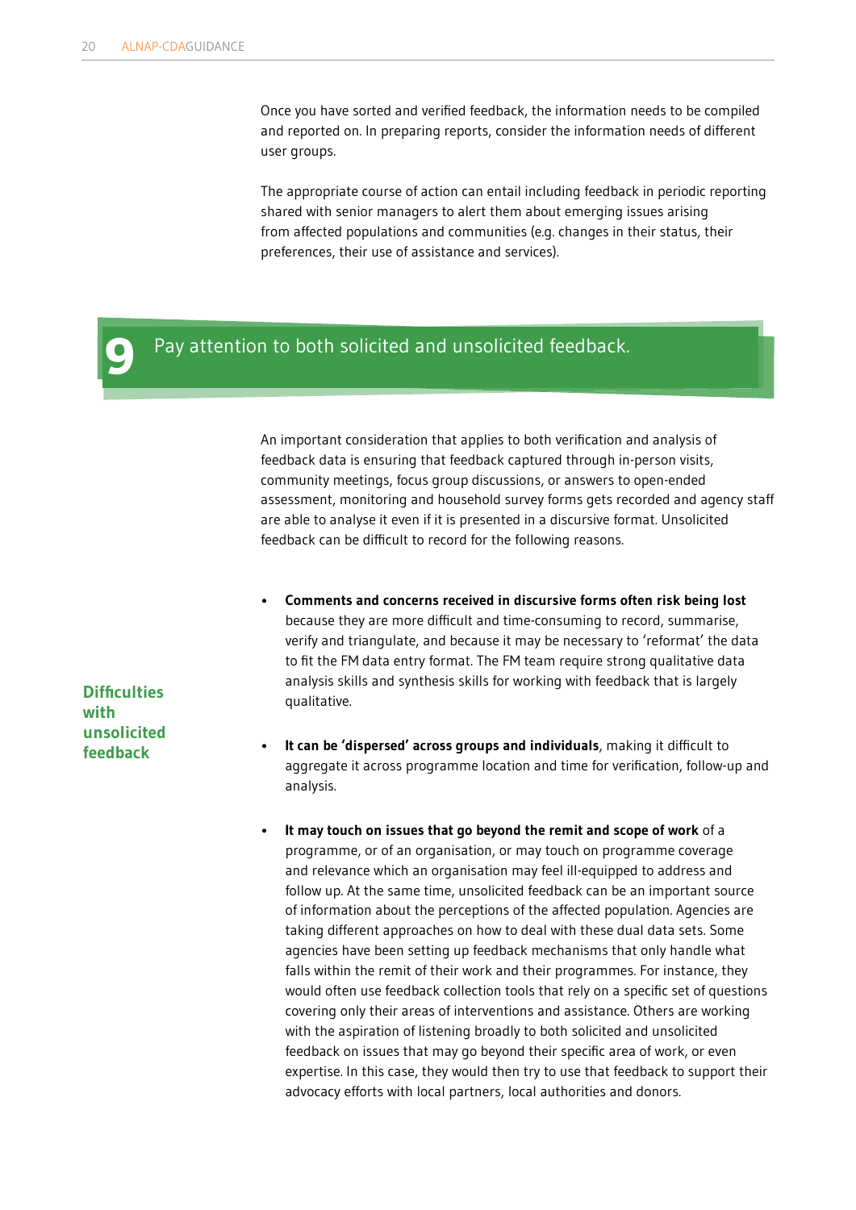Once you have sorted and verified feedback, the information needs to be compiled and reported on. In preparing reports, consider the information needs of different user groups.

The appropriate course of action can entail including feedback in periodic reporting shared with senior managers to alert them about emerging issues arising from affected populations and communities (e.g. changes in their status, their preferences, their use of assistance and services).

## 9 Pay attention to both solicited and unsolicited feedback.

An important consideration that applies to both verification and analysis of feedback data is ensuring that feedback captured through in-person visits, community meetings, focus group discussions, or answers to open-ended assessment, monitoring and household survey forms gets recorded and agency staff are able to analyse it even if it is presented in a discursive format. Unsolicited feedback can be difficult to record for the following reasons.

**Difficulties with unsolicited feedback**

- **Comments and concerns received in discursive forms often risk being lost** because they are more difficult and time-consuming to record, summarise, verify and triangulate, and because it may be necessary to 'reformat' the data to fit the FM data entry format. The FM team require strong qualitative data analysis skills and synthesis skills for working with feedback that is largely qualitative.

- **It can be 'dispersed' across groups and individuals**, making it difficult to aggregate it across programme location and time for verification, follow-up and analysis.

- **It may touch on issues that go beyond the remit and scope of work** of a programme, or of an organisation, or may touch on programme coverage and relevance which an organisation may feel ill-equipped to address and follow up. At the same time, unsolicited feedback can be an important source of information about the perceptions of the affected population. Agencies are taking different approaches on how to deal with these dual data sets. Some agencies have been setting up feedback mechanisms that only handle what falls within the remit of their work and their programmes. For instance, they would often use feedback collection tools that rely on a specific set of questions covering only their areas of interventions and assistance. Others are working with the aspiration of listening broadly to both solicited and unsolicited feedback on issues that may go beyond their specific area of work, or even expertise. In this case, they would then try to use that feedback to support their advocacy efforts with local partners, local authorities and donors.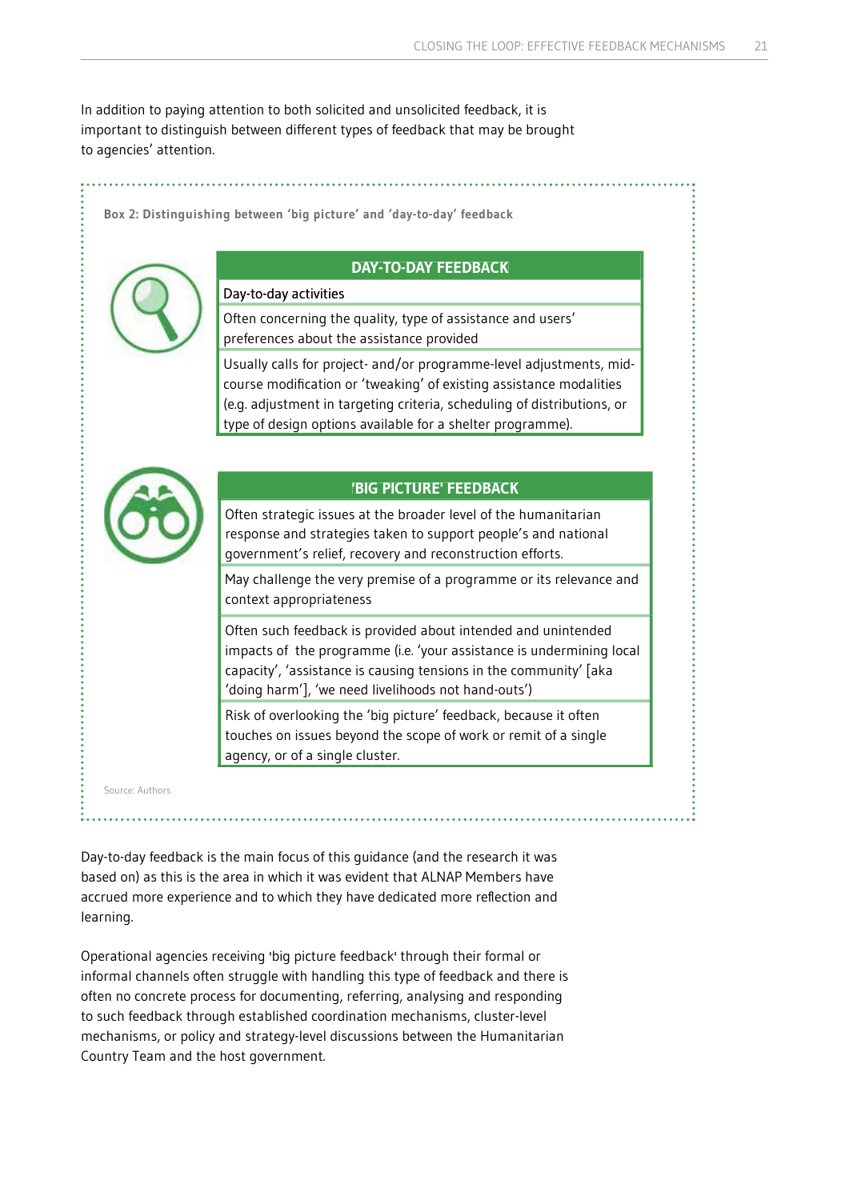In addition to paying attention to both solicited and unsolicited feedback, it is important to distinguish between different types of feedback that may be brought to agencies' attention.

**Box 2: Distinguishing between 'big picture' and 'day-to-day' feedback**

| DAY-TO-DAY FEEDBACK |
| --- |
| Day-to-day activities |
| Often concerning the quality, type of assistance and users' preferences about the assistance provided |
| Usually calls for project- and/or programme-level adjustments, mid-course modification or 'tweaking' of existing assistance modalities (e.g. adjustment in targeting criteria, scheduling of distributions, or type of design options available for a shelter programme). |

| 'BIG PICTURE' FEEDBACK |
| --- |
| Often strategic issues at the broader level of the humanitarian response and strategies taken to support people's and national government's relief, recovery and reconstruction efforts. |
| May challenge the very premise of a programme or its relevance and context appropriateness |
| Often such feedback is provided about intended and unintended impacts of the programme (i.e. 'your assistance is undermining local capacity', 'assistance is causing tensions in the community' [aka 'doing harm'], 'we need livelihoods not hand-outs') |
| Risk of overlooking the 'big picture' feedback, because it often touches on issues beyond the scope of work or remit of a single agency, or of a single cluster. |

Source: Authors

Day-to-day feedback is the main focus of this guidance (and the research it was based on) as this is the area in which it was evident that ALNAP Members have accrued more experience and to which they have dedicated more reflection and learning.

Operational agencies receiving 'big picture feedback' through their formal or informal channels often struggle with handling this type of feedback and there is often no concrete process for documenting, referring, analysing and responding to such feedback through established coordination mechanisms, cluster-level mechanisms, or policy and strategy-level discussions between the Humanitarian Country Team and the host government.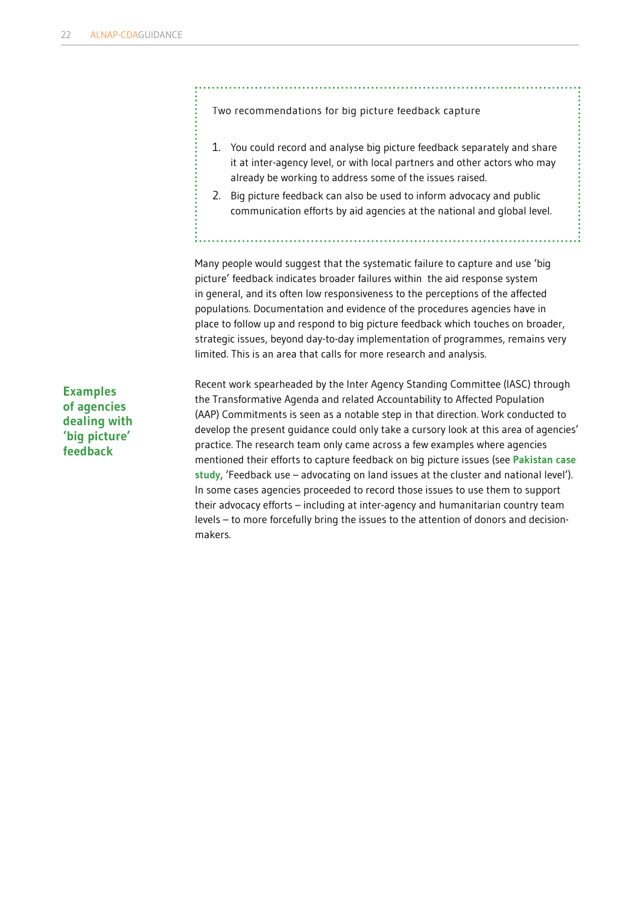Two recommendations for big picture feedback capture

1. You could record and analyse big picture feedback separately and share it at inter-agency level, or with local partners and other actors who may already be working to address some of the issues raised.
2. Big picture feedback can also be used to inform advocacy and public communication efforts by aid agencies at the national and global level.

Many people would suggest that the systematic failure to capture and use 'big picture' feedback indicates broader failures within the aid response system in general, and its often low responsiveness to the perceptions of the affected populations. Documentation and evidence of the procedures agencies have in place to follow up and respond to big picture feedback which touches on broader, strategic issues, beyond day-to-day implementation of programmes, remains very limited. This is an area that calls for more research and analysis.

## Examples of agencies dealing with 'big picture' feedback

Recent work spearheaded by the Inter Agency Standing Committee (IASC) through the Transformative Agenda and related Accountability to Affected Population (AAP) Commitments is seen as a notable step in that direction. Work conducted to develop the present guidance could only take a cursory look at this area of agencies' practice. The research team only came across a few examples where agencies mentioned their efforts to capture feedback on big picture issues (see **Pakistan case study**, 'Feedback use – advocating on land issues at the cluster and national level'). In some cases agencies proceeded to record those issues to use them to support their advocacy efforts – including at inter-agency and humanitarian country team levels – to more forcefully bring the issues to the attention of donors and decision-makers.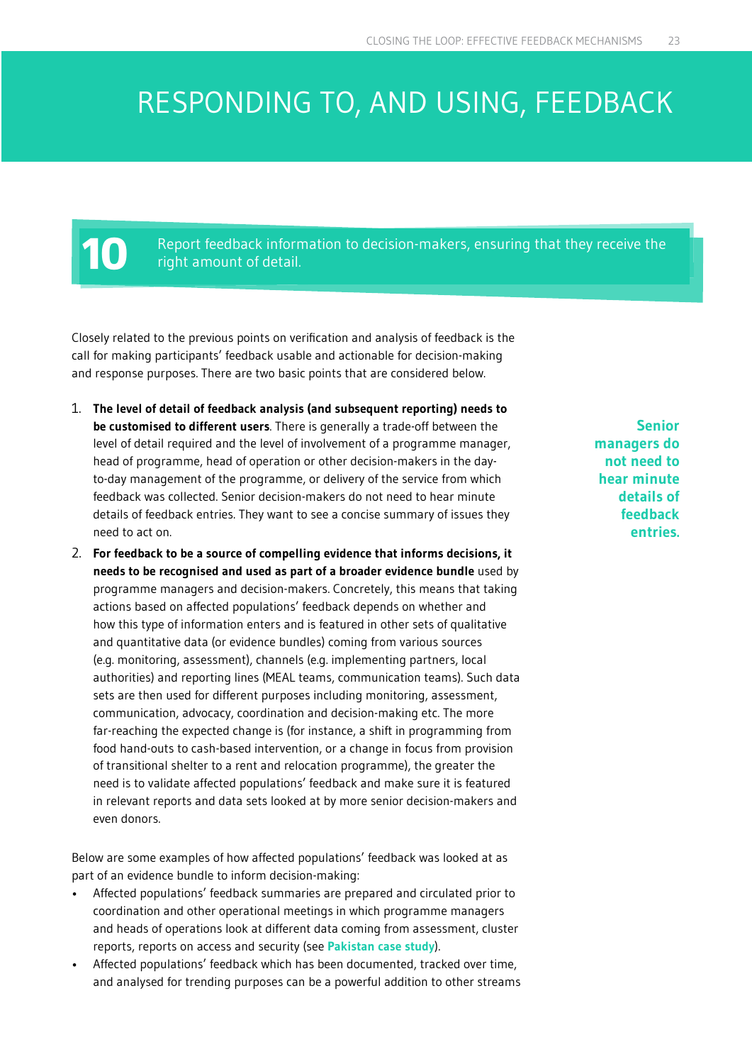# RESPONDING TO, AND USING, FEEDBACK

## 10 Report feedback information to decision-makers, ensuring that they receive the right amount of detail.

Closely related to the previous points on verification and analysis of feedback is the call for making participants' feedback usable and actionable for decision-making and response purposes. There are two basic points that are considered below.

1. **The level of detail of feedback analysis (and subsequent reporting) needs to be customised to different users**. There is generally a trade-off between the level of detail required and the level of involvement of a programme manager, head of programme, head of operation or other decision-makers in the day-to-day management of the programme, or delivery of the service from which feedback was collected. Senior decision-makers do not need to hear minute details of feedback entries. They want to see a concise summary of issues they need to act on.
2. **For feedback to be a source of compelling evidence that informs decisions, it needs to be recognised and used as part of a broader evidence bundle** used by programme managers and decision-makers. Concretely, this means that taking actions based on affected populations' feedback depends on whether and how this type of information enters and is featured in other sets of qualitative and quantitative data (or evidence bundles) coming from various sources (e.g. monitoring, assessment), channels (e.g. implementing partners, local authorities) and reporting lines (MEAL teams, communication teams). Such data sets are then used for different purposes including monitoring, assessment, communication, advocacy, coordination and decision-making etc. The more far-reaching the expected change is (for instance, a shift in programming from food hand-outs to cash-based intervention, or a change in focus from provision of transitional shelter to a rent and relocation programme), the greater the need is to validate affected populations' feedback and make sure it is featured in relevant reports and data sets looked at by more senior decision-makers and even donors.

**Senior managers do not need to hear minute details of feedback entries.**

Below are some examples of how affected populations' feedback was looked at as part of an evidence bundle to inform decision-making:

- Affected populations' feedback summaries are prepared and circulated prior to coordination and other operational meetings in which programme managers and heads of operations look at different data coming from assessment, cluster reports, reports on access and security (see **Pakistan case study**).
- Affected populations' feedback which has been documented, tracked over time, and analysed for trending purposes can be a powerful addition to other streams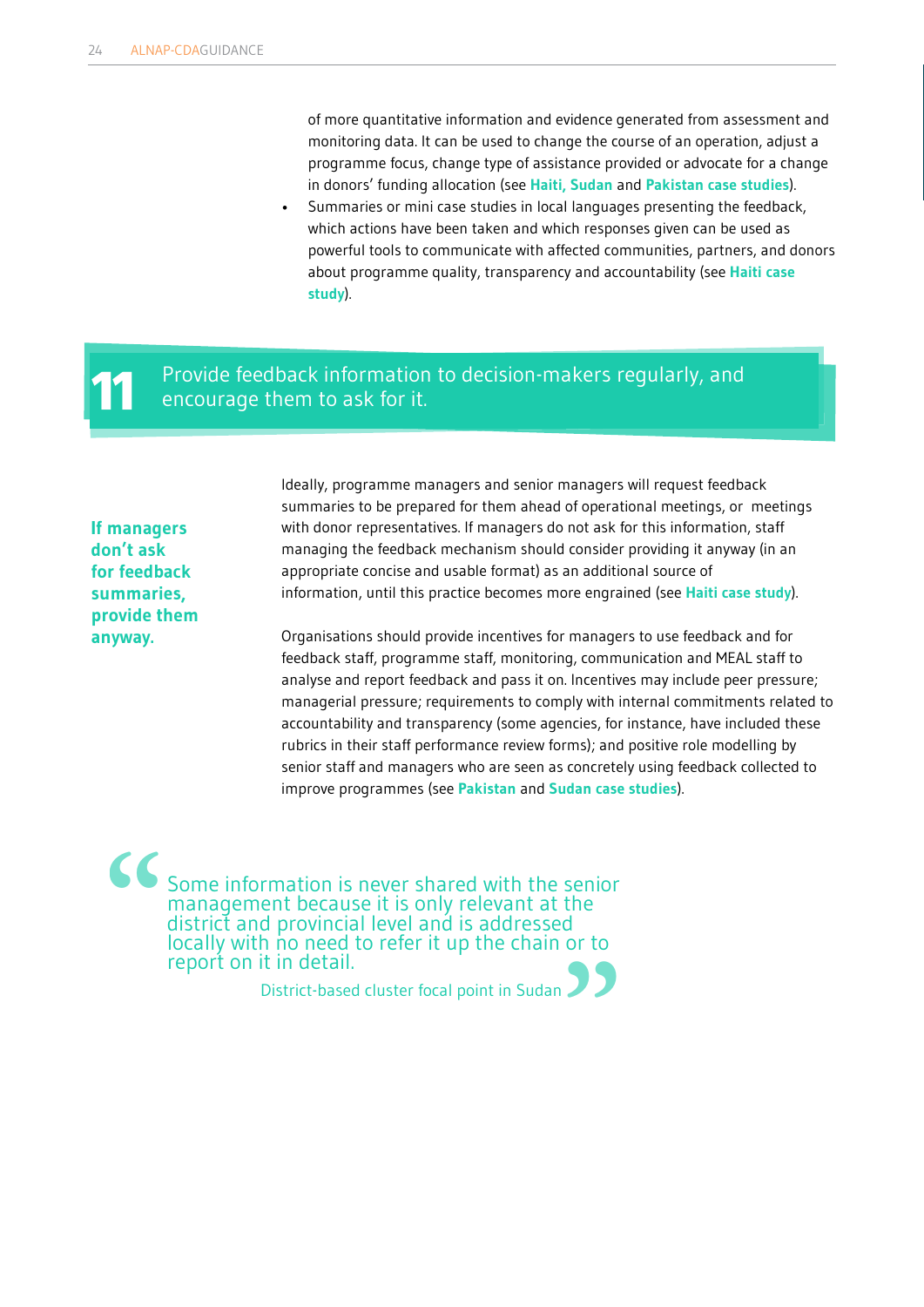of more quantitative information and evidence generated from assessment and monitoring data. It can be used to change the course of an operation, adjust a programme focus, change type of assistance provided or advocate for a change in donors' funding allocation (see **Haiti, Sudan** and **Pakistan case studies**).

- Summaries or mini case studies in local languages presenting the feedback, which actions have been taken and which responses given can be used as powerful tools to communicate with affected communities, partners, and donors about programme quality, transparency and accountability (see **Haiti case study**).

## 11 Provide feedback information to decision-makers regularly, and encourage them to ask for it.

**If managers don't ask for feedback summaries, provide them anyway.**

Ideally, programme managers and senior managers will request feedback summaries to be prepared for them ahead of operational meetings, or meetings with donor representatives. If managers do not ask for this information, staff managing the feedback mechanism should consider providing it anyway (in an appropriate concise and usable format) as an additional source of information, until this practice becomes more engrained (see **Haiti case study**).

Organisations should provide incentives for managers to use feedback and for feedback staff, programme staff, monitoring, communication and MEAL staff to analyse and report feedback and pass it on. Incentives may include peer pressure; managerial pressure; requirements to comply with internal commitments related to accountability and transparency (some agencies, for instance, have included these rubrics in their staff performance review forms); and positive role modelling by senior staff and managers who are seen as concretely using feedback collected to improve programmes (see **Pakistan** and **Sudan case studies**).

> "Some information is never shared with the senior management because it is only relevant at the district and provincial level and is addressed locally with no need to refer it up the chain or to report on it in detail."
>
> District-based cluster focal point in Sudan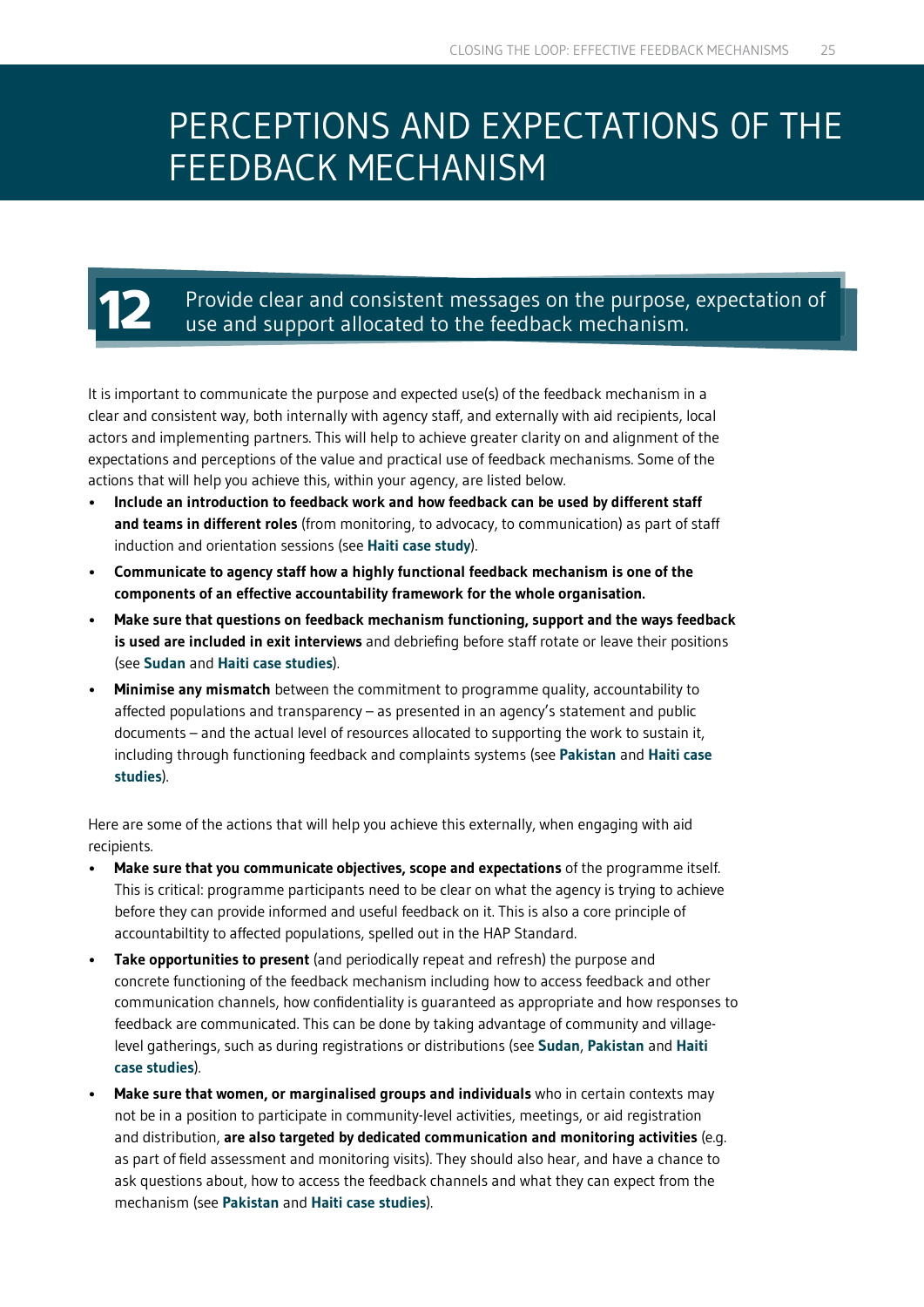# PERCEPTIONS AND EXPECTATIONS OF THE FEEDBACK MECHANISM

## 12 Provide clear and consistent messages on the purpose, expectation of use and support allocated to the feedback mechanism.

It is important to communicate the purpose and expected use(s) of the feedback mechanism in a clear and consistent way, both internally with agency staff, and externally with aid recipients, local actors and implementing partners. This will help to achieve greater clarity on and alignment of the expectations and perceptions of the value and practical use of feedback mechanisms. Some of the actions that will help you achieve this, within your agency, are listed below.

- **Include an introduction to feedback work and how feedback can be used by different staff and teams in different roles** (from monitoring, to advocacy, to communication) as part of staff induction and orientation sessions (see **Haiti case study**).
- **Communicate to agency staff how a highly functional feedback mechanism is one of the components of an effective accountability framework for the whole organisation.**
- **Make sure that questions on feedback mechanism functioning, support and the ways feedback is used are included in exit interviews** and debriefing before staff rotate or leave their positions (see **Sudan** and **Haiti case studies**).
- **Minimise any mismatch** between the commitment to programme quality, accountability to affected populations and transparency – as presented in an agency's statement and public documents – and the actual level of resources allocated to supporting the work to sustain it, including through functioning feedback and complaints systems (see **Pakistan** and **Haiti case studies**).

Here are some of the actions that will help you achieve this externally, when engaging with aid recipients.

- **Make sure that you communicate objectives, scope and expectations** of the programme itself. This is critical: programme participants need to be clear on what the agency is trying to achieve before they can provide informed and useful feedback on it. This is also a core principle of accountabiltity to affected populations, spelled out in the HAP Standard.
- **Take opportunities to present** (and periodically repeat and refresh) the purpose and concrete functioning of the feedback mechanism including how to access feedback and other communication channels, how confidentiality is guaranteed as appropriate and how responses to feedback are communicated. This can be done by taking advantage of community and village-level gatherings, such as during registrations or distributions (see **Sudan**, **Pakistan** and **Haiti case studies**).
- **Make sure that women, or marginalised groups and individuals** who in certain contexts may not be in a position to participate in community-level activities, meetings, or aid registration and distribution, **are also targeted by dedicated communication and monitoring activities** (e.g. as part of field assessment and monitoring visits). They should also hear, and have a chance to ask questions about, how to access the feedback channels and what they can expect from the mechanism (see **Pakistan** and **Haiti case studies**).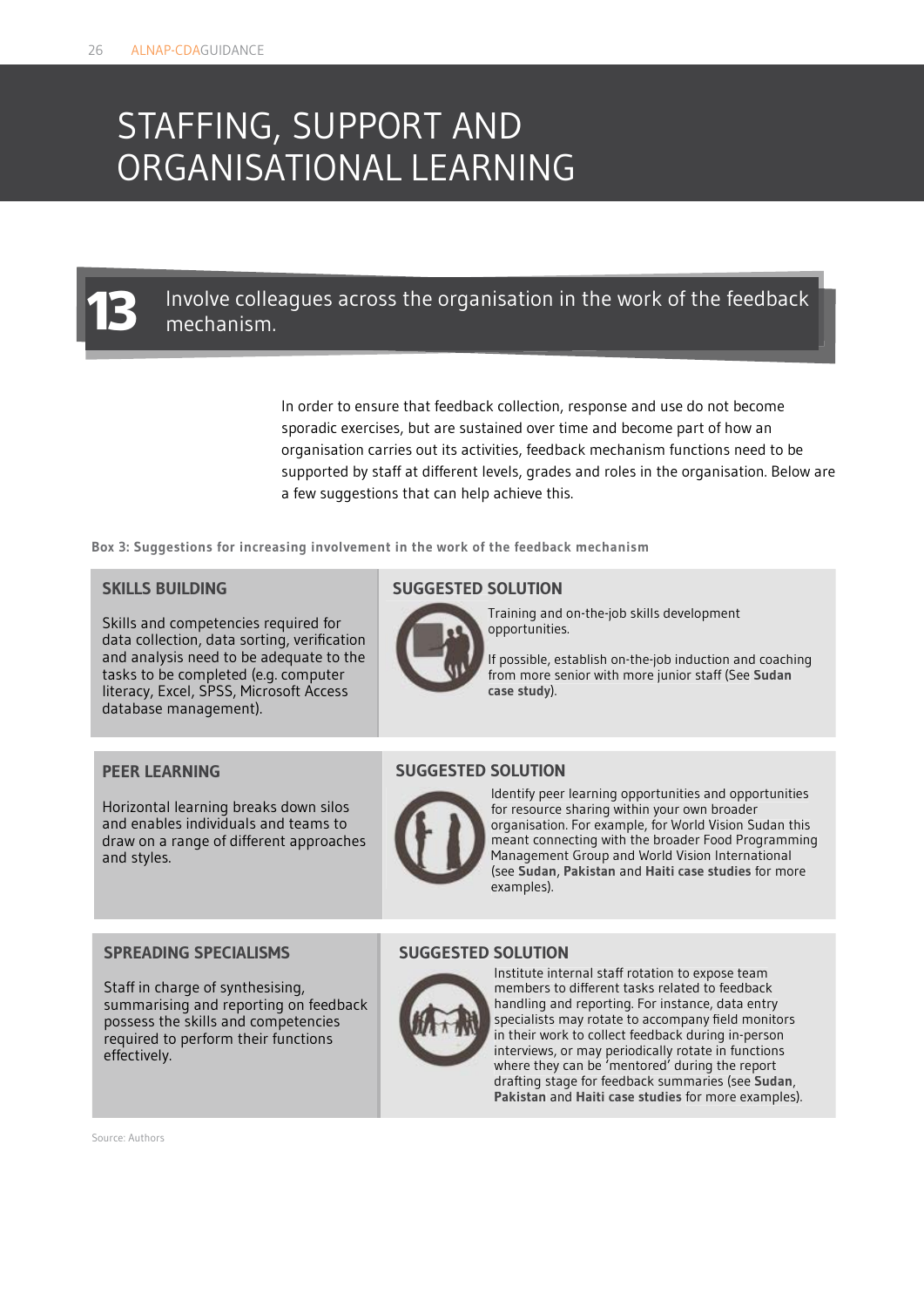# STAFFING, SUPPORT AND ORGANISATIONAL LEARNING

## 13 Involve colleagues across the organisation in the work of the feedback mechanism.

In order to ensure that feedback collection, response and use do not become sporadic exercises, but are sustained over time and become part of how an organisation carries out its activities, feedback mechanism functions need to be supported by staff at different levels, grades and roles in the organisation. Below are a few suggestions that can help achieve this.

**Box 3: Suggestions for increasing involvement in the work of the feedback mechanism**

| | SUGGESTED SOLUTION |
|---|---|
| **SKILLS BUILDING**<br><br>Skills and competencies required for data collection, data sorting, verification and analysis need to be adequate to the tasks to be completed (e.g. computer literacy, Excel, SPSS, Microsoft Access database management). | Training and on-the-job skills development opportunities.<br><br>If possible, establish on-the-job induction and coaching from more senior with more junior staff (See **Sudan case study**). |
| **PEER LEARNING**<br><br>Horizontal learning breaks down silos and enables individuals and teams to draw on a range of different approaches and styles. | Identify peer learning opportunities and opportunities for resource sharing within your own broader organisation. For example, for World Vision Sudan this meant connecting with the broader Food Programming Management Group and World Vision International (see **Sudan**, **Pakistan** and **Haiti case studies** for more examples). |
| **SPREADING SPECIALISMS**<br><br>Staff in charge of synthesising, summarising and reporting on feedback possess the skills and competencies required to perform their functions effectively. | Institute internal staff rotation to expose team members to different tasks related to feedback handling and reporting. For instance, data entry specialists may rotate to accompany field monitors in their work to collect feedback during in-person interviews, or may periodically rotate in functions where they can be 'mentored' during the report drafting stage for feedback summaries (see **Sudan**, **Pakistan** and **Haiti case studies** for more examples). |

Source: Authors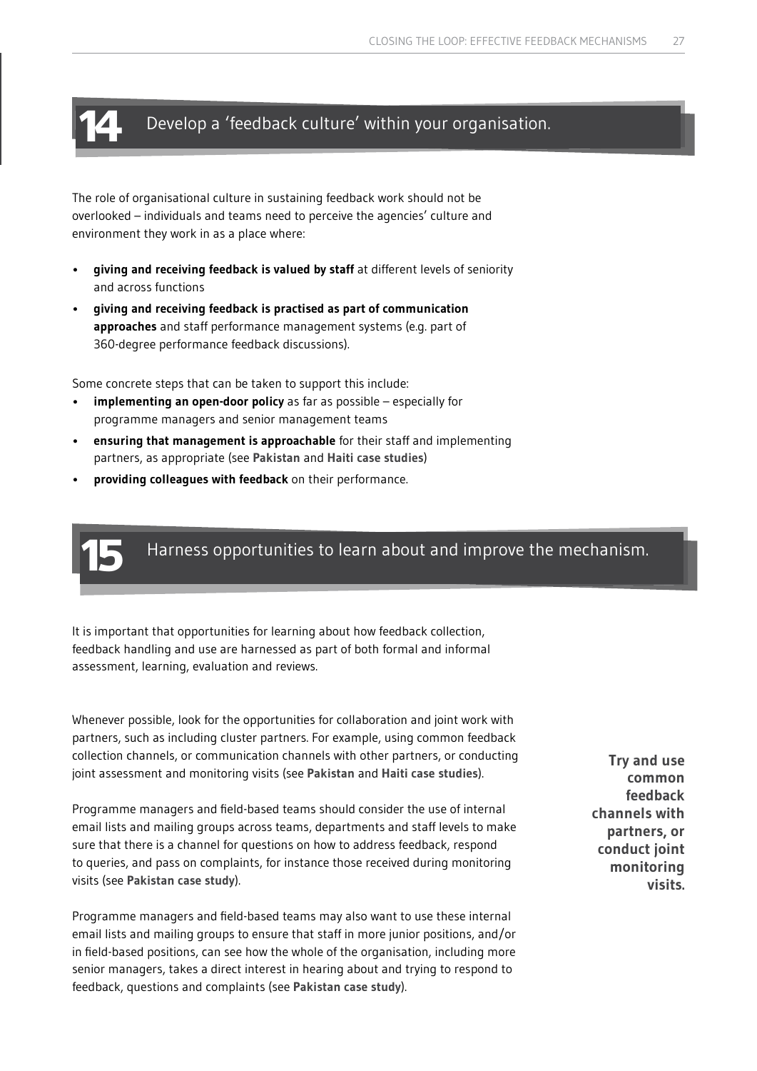## 14 Develop a 'feedback culture' within your organisation.

The role of organisational culture in sustaining feedback work should not be overlooked – individuals and teams need to perceive the agencies' culture and environment they work in as a place where:

- **giving and receiving feedback is valued by staff** at different levels of seniority and across functions
- **giving and receiving feedback is practised as part of communication approaches** and staff performance management systems (e.g. part of 360-degree performance feedback discussions).

Some concrete steps that can be taken to support this include:

- **implementing an open-door policy** as far as possible – especially for programme managers and senior management teams
- **ensuring that management is approachable** for their staff and implementing partners, as appropriate (see **Pakistan** and **Haiti case studies**)
- **providing colleagues with feedback** on their performance.

## 15 Harness opportunities to learn about and improve the mechanism.

It is important that opportunities for learning about how feedback collection, feedback handling and use are harnessed as part of both formal and informal assessment, learning, evaluation and reviews.

Whenever possible, look for the opportunities for collaboration and joint work with partners, such as including cluster partners. For example, using common feedback collection channels, or communication channels with other partners, or conducting joint assessment and monitoring visits (see **Pakistan** and **Haiti case studies**).

**Try and use common feedback channels with partners, or conduct joint monitoring visits.**

Programme managers and field-based teams should consider the use of internal email lists and mailing groups across teams, departments and staff levels to make sure that there is a channel for questions on how to address feedback, respond to queries, and pass on complaints, for instance those received during monitoring visits (see **Pakistan case study**).

Programme managers and field-based teams may also want to use these internal email lists and mailing groups to ensure that staff in more junior positions, and/or in field-based positions, can see how the whole of the organisation, including more senior managers, takes a direct interest in hearing about and trying to respond to feedback, questions and complaints (see **Pakistan case study**).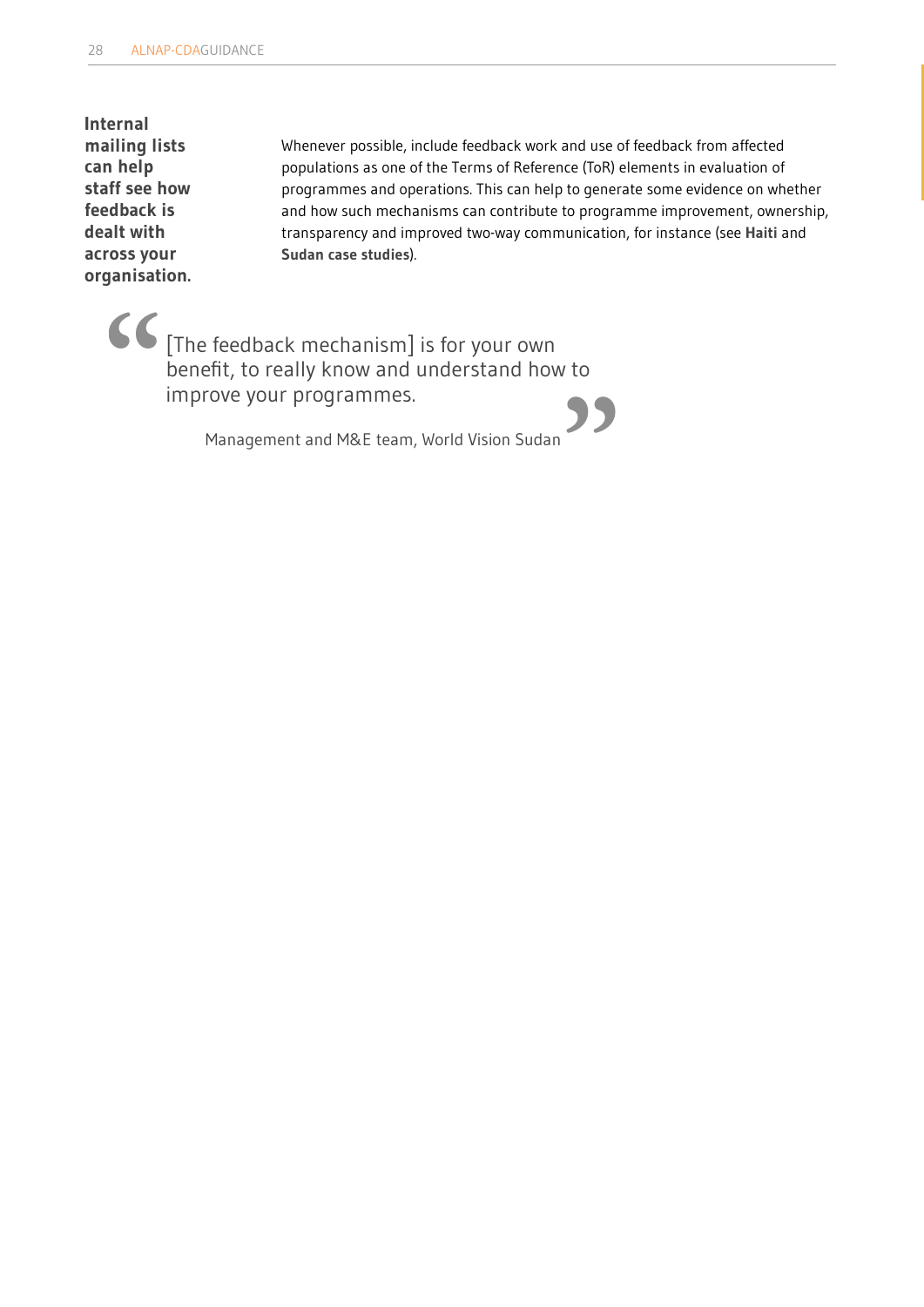**Internal mailing lists can help staff see how feedback is dealt with across your organisation.**

Whenever possible, include feedback work and use of feedback from affected populations as one of the Terms of Reference (ToR) elements in evaluation of programmes and operations. This can help to generate some evidence on whether and how such mechanisms can contribute to programme improvement, ownership, transparency and improved two-way communication, for instance (see **Haiti** and **Sudan case studies**).

> “[The feedback mechanism] is for your own benefit, to really know and understand how to improve your programmes.”
>
> Management and M&E team, World Vision Sudan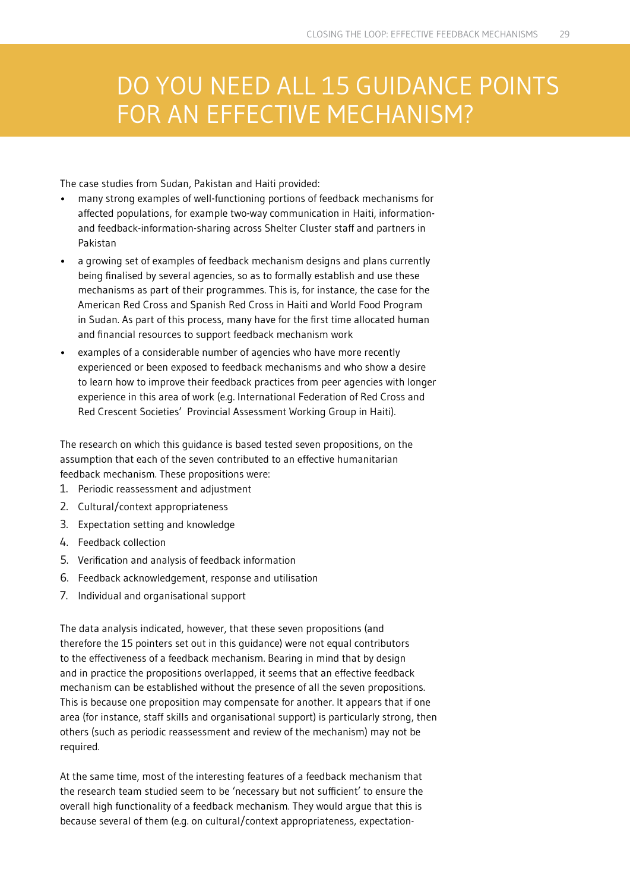# DO YOU NEED ALL 15 GUIDANCE POINTS FOR AN EFFECTIVE MECHANISM?

The case studies from Sudan, Pakistan and Haiti provided:

- many strong examples of well-functioning portions of feedback mechanisms for affected populations, for example two-way communication in Haiti, information- and feedback-information-sharing across Shelter Cluster staff and partners in Pakistan
- a growing set of examples of feedback mechanism designs and plans currently being finalised by several agencies, so as to formally establish and use these mechanisms as part of their programmes. This is, for instance, the case for the American Red Cross and Spanish Red Cross in Haiti and World Food Program in Sudan. As part of this process, many have for the first time allocated human and financial resources to support feedback mechanism work
- examples of a considerable number of agencies who have more recently experienced or been exposed to feedback mechanisms and who show a desire to learn how to improve their feedback practices from peer agencies with longer experience in this area of work (e.g. International Federation of Red Cross and Red Crescent Societies' Provincial Assessment Working Group in Haiti).

The research on which this guidance is based tested seven propositions, on the assumption that each of the seven contributed to an effective humanitarian feedback mechanism. These propositions were:

1. Periodic reassessment and adjustment
2. Cultural/context appropriateness
3. Expectation setting and knowledge
4. Feedback collection
5. Verification and analysis of feedback information
6. Feedback acknowledgement, response and utilisation
7. Individual and organisational support

The data analysis indicated, however, that these seven propositions (and therefore the 15 pointers set out in this guidance) were not equal contributors to the effectiveness of a feedback mechanism. Bearing in mind that by design and in practice the propositions overlapped, it seems that an effective feedback mechanism can be established without the presence of all the seven propositions. This is because one proposition may compensate for another. It appears that if one area (for instance, staff skills and organisational support) is particularly strong, then others (such as periodic reassessment and review of the mechanism) may not be required.

At the same time, most of the interesting features of a feedback mechanism that the research team studied seem to be 'necessary but not sufficient' to ensure the overall high functionality of a feedback mechanism. They would argue that this is because several of them (e.g. on cultural/context appropriateness, expectation-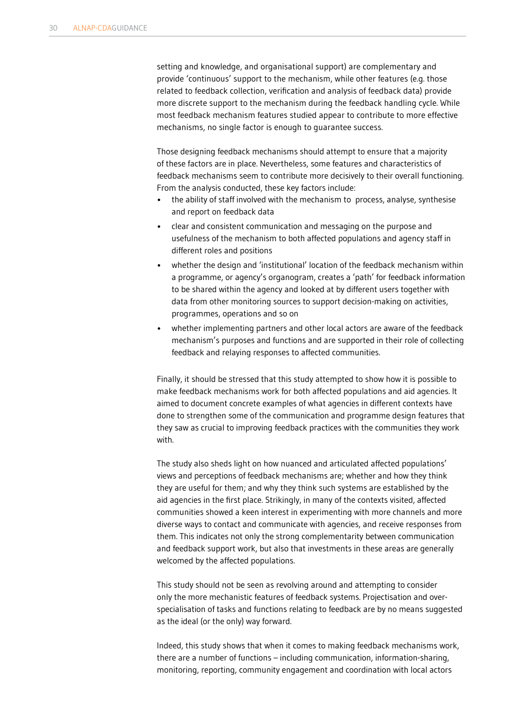setting and knowledge, and organisational support) are complementary and provide 'continuous' support to the mechanism, while other features (e.g. those related to feedback collection, verification and analysis of feedback data) provide more discrete support to the mechanism during the feedback handling cycle. While most feedback mechanism features studied appear to contribute to more effective mechanisms, no single factor is enough to guarantee success.

Those designing feedback mechanisms should attempt to ensure that a majority of these factors are in place. Nevertheless, some features and characteristics of feedback mechanisms seem to contribute more decisively to their overall functioning. From the analysis conducted, these key factors include:

- the ability of staff involved with the mechanism to process, analyse, synthesise and report on feedback data
- clear and consistent communication and messaging on the purpose and usefulness of the mechanism to both affected populations and agency staff in different roles and positions
- whether the design and 'institutional' location of the feedback mechanism within a programme, or agency's organogram, creates a 'path' for feedback information to be shared within the agency and looked at by different users together with data from other monitoring sources to support decision-making on activities, programmes, operations and so on
- whether implementing partners and other local actors are aware of the feedback mechanism's purposes and functions and are supported in their role of collecting feedback and relaying responses to affected communities.

Finally, it should be stressed that this study attempted to show how it is possible to make feedback mechanisms work for both affected populations and aid agencies. It aimed to document concrete examples of what agencies in different contexts have done to strengthen some of the communication and programme design features that they saw as crucial to improving feedback practices with the communities they work with.

The study also sheds light on how nuanced and articulated affected populations' views and perceptions of feedback mechanisms are; whether and how they think they are useful for them; and why they think such systems are established by the aid agencies in the first place. Strikingly, in many of the contexts visited, affected communities showed a keen interest in experimenting with more channels and more diverse ways to contact and communicate with agencies, and receive responses from them. This indicates not only the strong complementarity between communication and feedback support work, but also that investments in these areas are generally welcomed by the affected populations.

This study should not be seen as revolving around and attempting to consider only the more mechanistic features of feedback systems. Projectisation and over-specialisation of tasks and functions relating to feedback are by no means suggested as the ideal (or the only) way forward.

Indeed, this study shows that when it comes to making feedback mechanisms work, there are a number of functions – including communication, information-sharing, monitoring, reporting, community engagement and coordination with local actors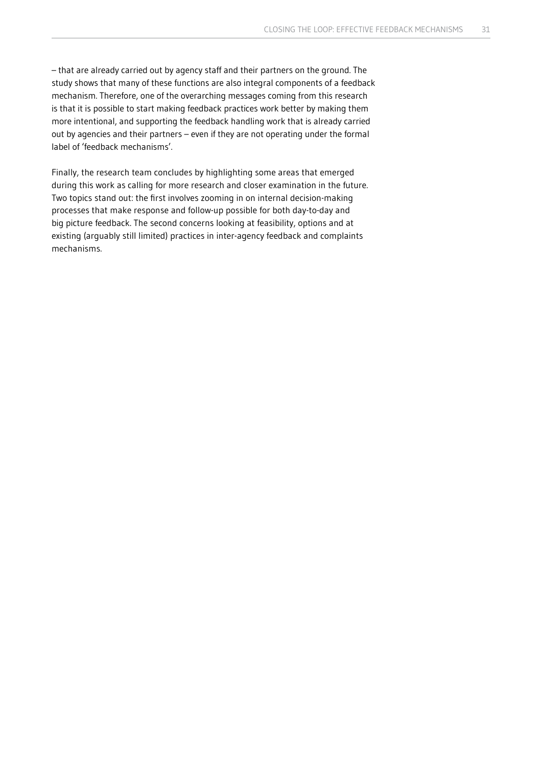– that are already carried out by agency staff and their partners on the ground. The study shows that many of these functions are also integral components of a feedback mechanism. Therefore, one of the overarching messages coming from this research is that it is possible to start making feedback practices work better by making them more intentional, and supporting the feedback handling work that is already carried out by agencies and their partners – even if they are not operating under the formal label of 'feedback mechanisms'.

Finally, the research team concludes by highlighting some areas that emerged during this work as calling for more research and closer examination in the future. Two topics stand out: the first involves zooming in on internal decision-making processes that make response and follow-up possible for both day-to-day and big picture feedback. The second concerns looking at feasibility, options and at existing (arguably still limited) practices in inter-agency feedback and complaints mechanisms.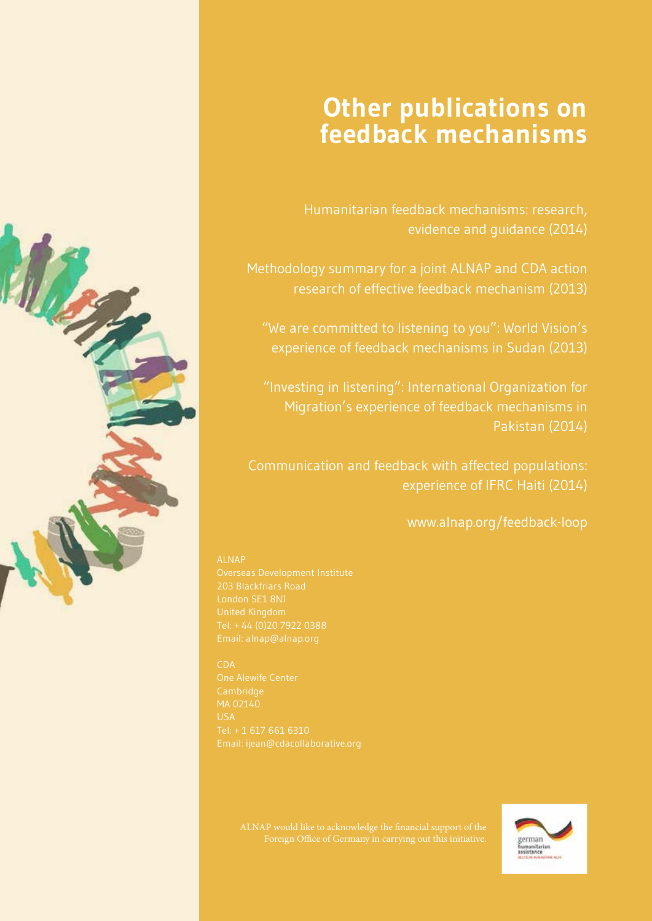# Other publications on feedback mechanisms

Humanitarian feedback mechanisms: research, evidence and guidance (2014)

Methodology summary for a joint ALNAP and CDA action research of effective feedback mechanism (2013)

"We are committed to listening to you": World Vision's experience of feedback mechanisms in Sudan (2013)

"Investing in listening": International Organization for Migration's experience of feedback mechanisms in Pakistan (2014)

Communication and feedback with affected populations: experience of IFRC Haiti (2014)

www.alnap.org/feedback-loop

ALNAP
Overseas Development Institute
203 Blackfriars Road
London SE1 8NJ
United Kingdom
Tel: + 44 (0)20 7922 0388
Email: alnap@alnap.org

CDA
One Alewife Center
Cambridge
MA 02140
USA
Tel: + 1 617 661 6310
Email: ijean@cdacollaborative.org

ALNAP would like to acknowledge the financial support of the Foreign Office of Germany in carrying out this initiative.

german humanitarian assistance